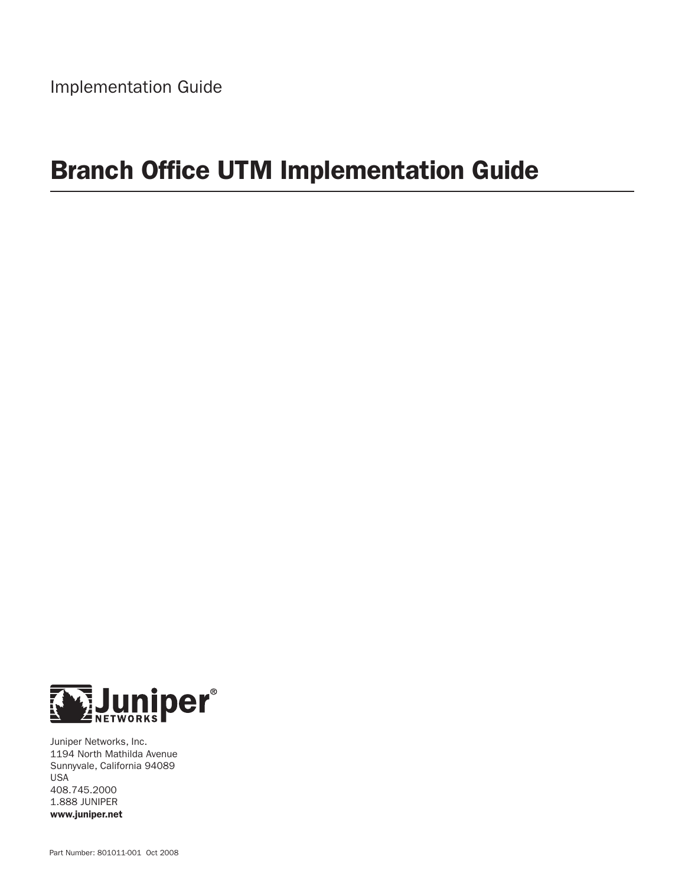Implementation Guide

# Branch Office UTM Implementation Guide

Juniper Networks, Inc.
1194 North Mathilda Avenue
Sunnyvale, California 94089
USA
408.745.2000
1.888 JUNIPER
**www.juniper.net**

Part Number: 801011-001 Oct 2008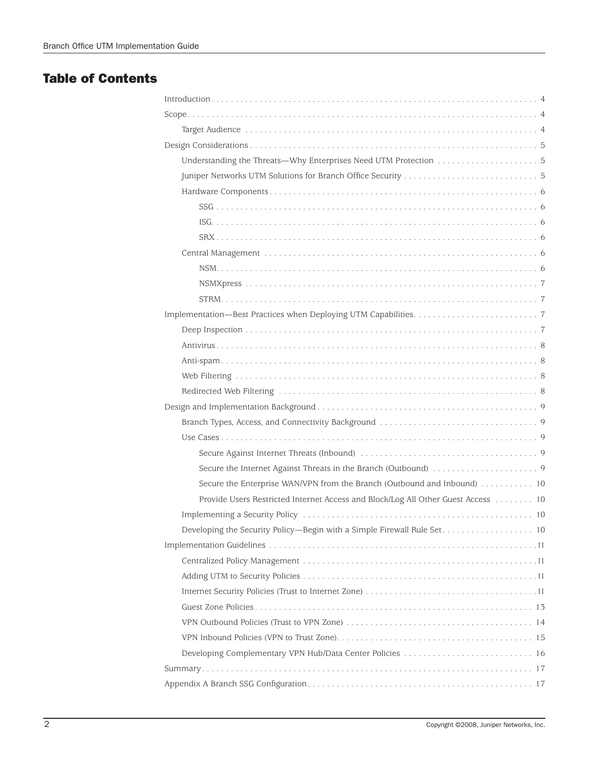## Table of Contents

- Introduction . . . . . . . . . . 4
- Scope . . . . . . . . . . 4
  - Target Audience . . . . . . . . . . 4
- Design Considerations . . . . . . . . . . 5
  - Understanding the Threats—Why Enterprises Need UTM Protection . . . . . . . . . . 5
  - Juniper Networks UTM Solutions for Branch Office Security . . . . . . . . . . 5
  - Hardware Components . . . . . . . . . . 6
    - SSG . . . . . . . . . . 6
    - ISG . . . . . . . . . . 6
    - SRX . . . . . . . . . . 6
  - Central Management . . . . . . . . . . 6
    - NSM . . . . . . . . . . 6
    - NSMXpress . . . . . . . . . . 7
    - STRM . . . . . . . . . . 7
- Implementation—Best Practices when Deploying UTM Capabilities . . . . . . . . . . 7
  - Deep Inspection . . . . . . . . . . 7
  - Antivirus . . . . . . . . . . 8
  - Anti-spam . . . . . . . . . . 8
  - Web Filtering . . . . . . . . . . 8
  - Redirected Web Filtering . . . . . . . . . . 8
- Design and Implementation Background . . . . . . . . . . 9
  - Branch Types, Access, and Connectivity Background . . . . . . . . . . 9
  - Use Cases . . . . . . . . . . 9
    - Secure Against Internet Threats (Inbound) . . . . . . . . . . 9
    - Secure the Internet Against Threats in the Branch (Outbound) . . . . . . . . . . 9
    - Secure the Enterprise WAN/VPN from the Branch (Outbound and Inbound) . . . . . . . . . . 10
    - Provide Users Restricted Internet Access and Block/Log All Other Guest Access . . . . . . . . . . 10
  - Implementing a Security Policy . . . . . . . . . . 10
  - Developing the Security Policy—Begin with a Simple Firewall Rule Set . . . . . . . . . . 10
- Implementation Guidelines . . . . . . . . . . 11
  - Centralized Policy Management . . . . . . . . . . 11
  - Adding UTM to Security Policies . . . . . . . . . . 11
  - Internet Security Policies (Trust to Internet Zone) . . . . . . . . . . 11
  - Guest Zone Policies . . . . . . . . . . 13
  - VPN Outbound Policies (Trust to VPN Zone) . . . . . . . . . . 14
  - VPN Inbound Policies (VPN to Trust Zone) . . . . . . . . . . 15
  - Developing Complementary VPN Hub/Data Center Policies . . . . . . . . . . 16
- Summary . . . . . . . . . . 17
- Appendix A Branch SSG Configuration . . . . . . . . . . 17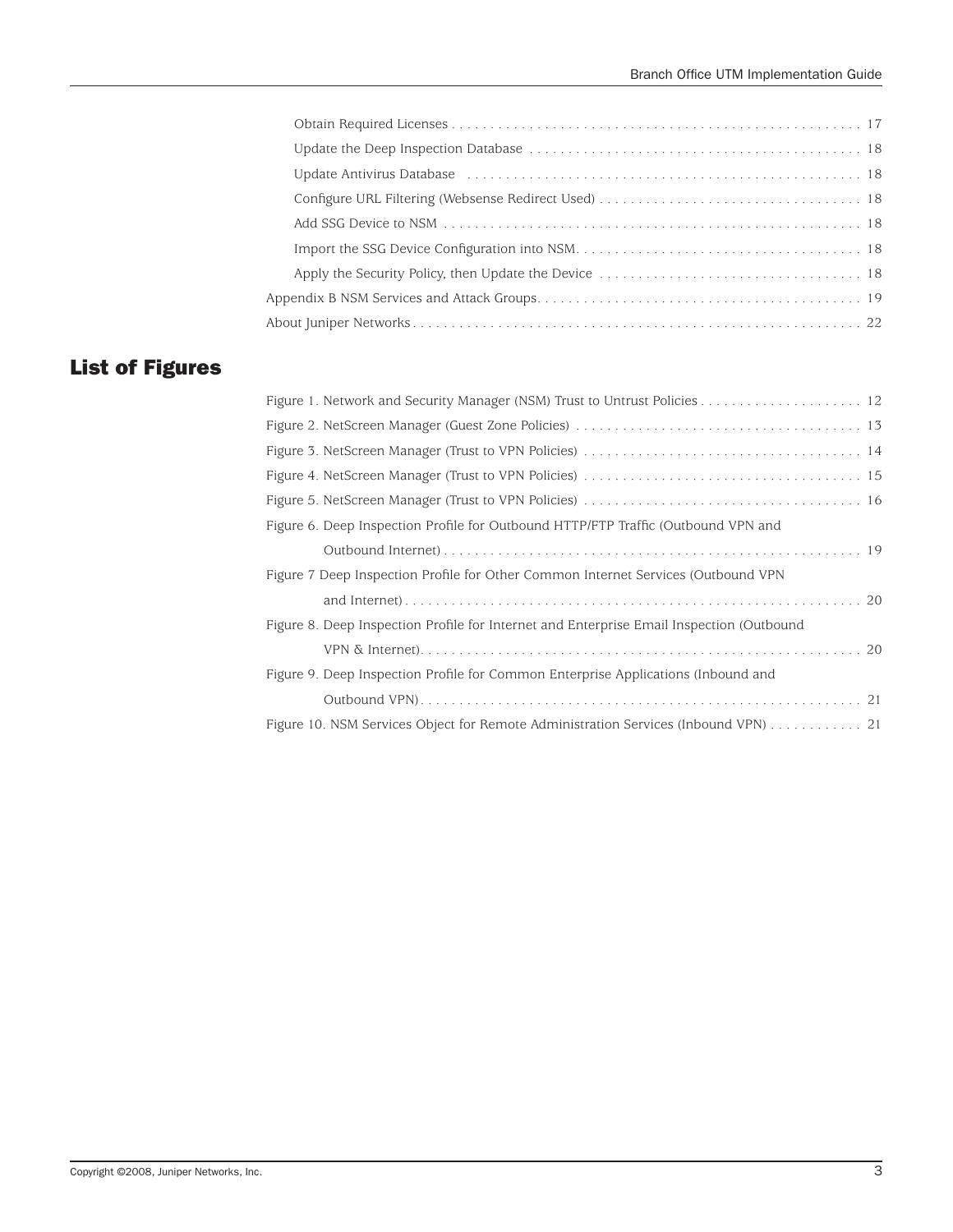Obtain Required Licenses . . . . . . . . . . . . . . . . . . . . . . . . . . . . . . . . . . . . . . . . . . . . . . . . . . . . 17

Update the Deep Inspection Database . . . . . . . . . . . . . . . . . . . . . . . . . . . . . . . . . . . . . . . . . . . 18

Update Antivirus Database . . . . . . . . . . . . . . . . . . . . . . . . . . . . . . . . . . . . . . . . . . . . . . . . . . 18

Configure URL Filtering (Websense Redirect Used) . . . . . . . . . . . . . . . . . . . . . . . . . . . . . . . . . . 18

Add SSG Device to NSM . . . . . . . . . . . . . . . . . . . . . . . . . . . . . . . . . . . . . . . . . . . . . . . . . . . . . 18

Import the SSG Device Configuration into NSM. . . . . . . . . . . . . . . . . . . . . . . . . . . . . . . . . . . . . 18

Apply the Security Policy, then Update the Device . . . . . . . . . . . . . . . . . . . . . . . . . . . . . . . . . . 18

Appendix B NSM Services and Attack Groups. . . . . . . . . . . . . . . . . . . . . . . . . . . . . . . . . . . . . . . . . . 19

About Juniper Networks . . . . . . . . . . . . . . . . . . . . . . . . . . . . . . . . . . . . . . . . . . . . . . . . . . . . . . . . . 22

## List of Figures

Figure 1. Network and Security Manager (NSM) Trust to Untrust Policies . . . . . . . . . . . . . . . . . . . . . 12

Figure 2. NetScreen Manager (Guest Zone Policies) . . . . . . . . . . . . . . . . . . . . . . . . . . . . . . . . . . . . . 13

Figure 3. NetScreen Manager (Trust to VPN Policies) . . . . . . . . . . . . . . . . . . . . . . . . . . . . . . . . . . . . 14

Figure 4. NetScreen Manager (Trust to VPN Policies) . . . . . . . . . . . . . . . . . . . . . . . . . . . . . . . . . . . . 15

Figure 5. NetScreen Manager (Trust to VPN Policies) . . . . . . . . . . . . . . . . . . . . . . . . . . . . . . . . . . . . 16

Figure 6. Deep Inspection Profile for Outbound HTTP/FTP Traffic (Outbound VPN and Outbound Internet) . . . . . . . . . . . . . . . . . . . . . . . . . . . . . . . . . . . . . . . . . . . . . . . . . . . . . . 19

Figure 7 Deep Inspection Profile for Other Common Internet Services (Outbound VPN and Internet) . . . . . . . . . . . . . . . . . . . . . . . . . . . . . . . . . . . . . . . . . . . . . . . . . . . . . . . . . . 20

Figure 8. Deep Inspection Profile for Internet and Enterprise Email Inspection (Outbound VPN & Internet). . . . . . . . . . . . . . . . . . . . . . . . . . . . . . . . . . . . . . . . . . . . . . . . . . . . . . . . . 20

Figure 9. Deep Inspection Profile for Common Enterprise Applications (Inbound and Outbound VPN) . . . . . . . . . . . . . . . . . . . . . . . . . . . . . . . . . . . . . . . . . . . . . . . . . . . . . . . . 21

Figure 10. NSM Services Object for Remote Administration Services (Inbound VPN) . . . . . . . . . . . . 21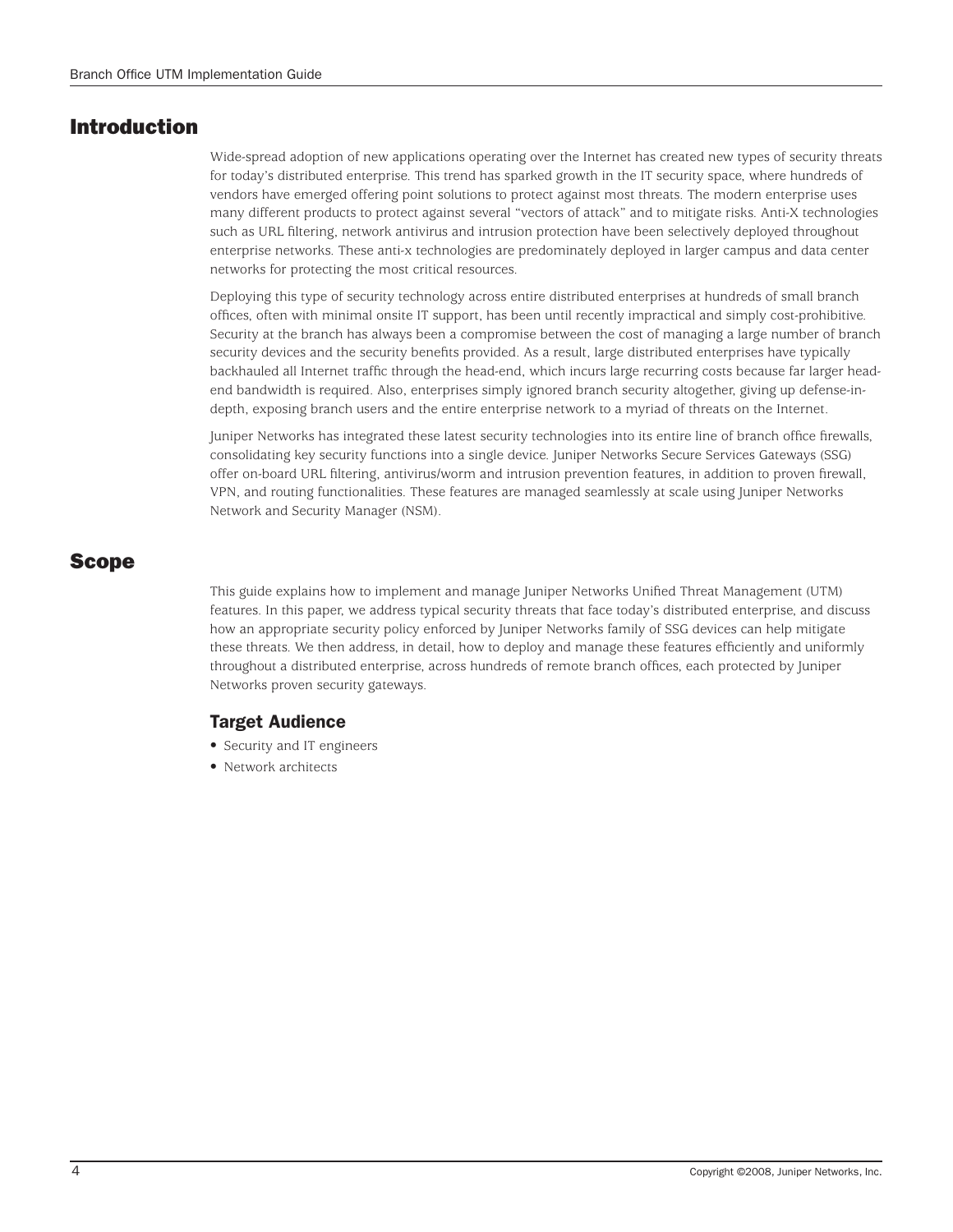## Introduction

Wide-spread adoption of new applications operating over the Internet has created new types of security threats for today's distributed enterprise. This trend has sparked growth in the IT security space, where hundreds of vendors have emerged offering point solutions to protect against most threats. The modern enterprise uses many different products to protect against several "vectors of attack" and to mitigate risks. Anti-X technologies such as URL filtering, network antivirus and intrusion protection have been selectively deployed throughout enterprise networks. These anti-x technologies are predominately deployed in larger campus and data center networks for protecting the most critical resources.

Deploying this type of security technology across entire distributed enterprises at hundreds of small branch offices, often with minimal onsite IT support, has been until recently impractical and simply cost-prohibitive. Security at the branch has always been a compromise between the cost of managing a large number of branch security devices and the security benefits provided. As a result, large distributed enterprises have typically backhauled all Internet traffic through the head-end, which incurs large recurring costs because far larger head-end bandwidth is required. Also, enterprises simply ignored branch security altogether, giving up defense-in-depth, exposing branch users and the entire enterprise network to a myriad of threats on the Internet.

Juniper Networks has integrated these latest security technologies into its entire line of branch office firewalls, consolidating key security functions into a single device. Juniper Networks Secure Services Gateways (SSG) offer on-board URL filtering, antivirus/worm and intrusion prevention features, in addition to proven firewall, VPN, and routing functionalities. These features are managed seamlessly at scale using Juniper Networks Network and Security Manager (NSM).

## Scope

This guide explains how to implement and manage Juniper Networks Unified Threat Management (UTM) features. In this paper, we address typical security threats that face today's distributed enterprise, and discuss how an appropriate security policy enforced by Juniper Networks family of SSG devices can help mitigate these threats. We then address, in detail, how to deploy and manage these features efficiently and uniformly throughout a distributed enterprise, across hundreds of remote branch offices, each protected by Juniper Networks proven security gateways.

### Target Audience

- Security and IT engineers
- Network architects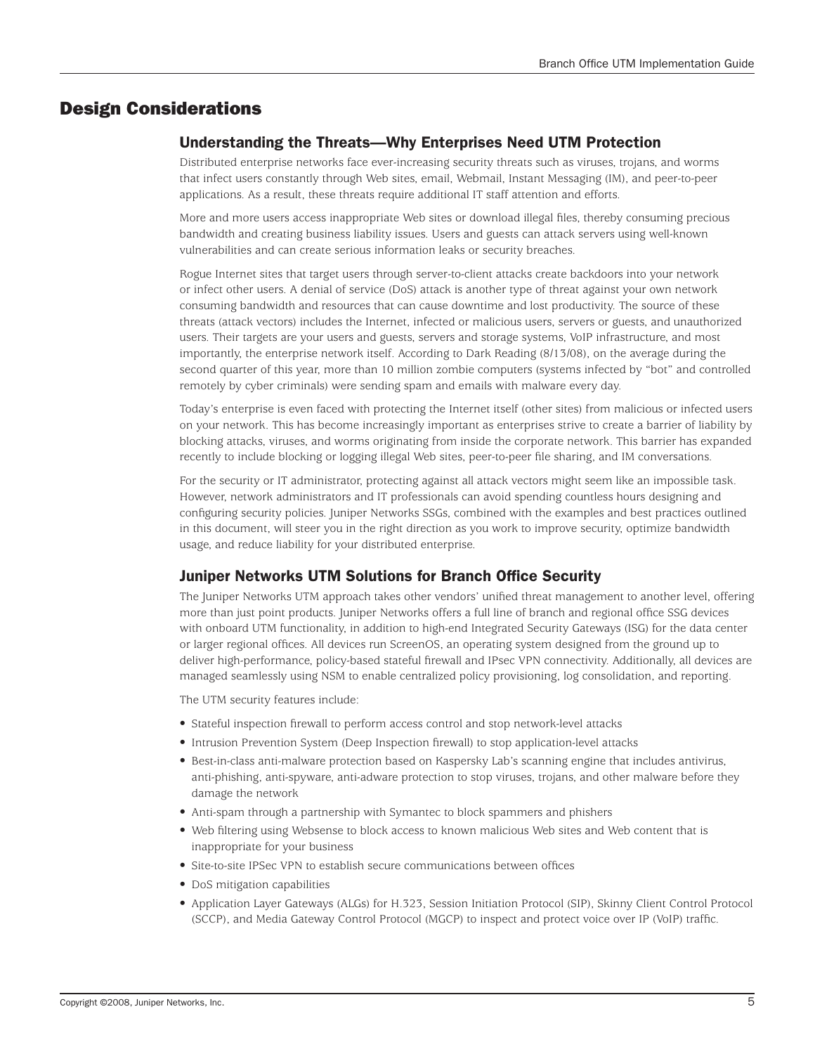# Design Considerations

## Understanding the Threats—Why Enterprises Need UTM Protection

Distributed enterprise networks face ever-increasing security threats such as viruses, trojans, and worms that infect users constantly through Web sites, email, Webmail, Instant Messaging (IM), and peer-to-peer applications. As a result, these threats require additional IT staff attention and efforts.

More and more users access inappropriate Web sites or download illegal files, thereby consuming precious bandwidth and creating business liability issues. Users and guests can attack servers using well-known vulnerabilities and can create serious information leaks or security breaches.

Rogue Internet sites that target users through server-to-client attacks create backdoors into your network or infect other users. A denial of service (DoS) attack is another type of threat against your own network consuming bandwidth and resources that can cause downtime and lost productivity. The source of these threats (attack vectors) includes the Internet, infected or malicious users, servers or guests, and unauthorized users. Their targets are your users and guests, servers and storage systems, VoIP infrastructure, and most importantly, the enterprise network itself. According to Dark Reading (8/13/08), on the average during the second quarter of this year, more than 10 million zombie computers (systems infected by "bot" and controlled remotely by cyber criminals) were sending spam and emails with malware every day.

Today's enterprise is even faced with protecting the Internet itself (other sites) from malicious or infected users on your network. This has become increasingly important as enterprises strive to create a barrier of liability by blocking attacks, viruses, and worms originating from inside the corporate network. This barrier has expanded recently to include blocking or logging illegal Web sites, peer-to-peer file sharing, and IM conversations.

For the security or IT administrator, protecting against all attack vectors might seem like an impossible task. However, network administrators and IT professionals can avoid spending countless hours designing and configuring security policies. Juniper Networks SSGs, combined with the examples and best practices outlined in this document, will steer you in the right direction as you work to improve security, optimize bandwidth usage, and reduce liability for your distributed enterprise.

## Juniper Networks UTM Solutions for Branch Office Security

The Juniper Networks UTM approach takes other vendors' unified threat management to another level, offering more than just point products. Juniper Networks offers a full line of branch and regional office SSG devices with onboard UTM functionality, in addition to high-end Integrated Security Gateways (ISG) for the data center or larger regional offices. All devices run ScreenOS, an operating system designed from the ground up to deliver high-performance, policy-based stateful firewall and IPsec VPN connectivity. Additionally, all devices are managed seamlessly using NSM to enable centralized policy provisioning, log consolidation, and reporting.

The UTM security features include:

- Stateful inspection firewall to perform access control and stop network-level attacks
- Intrusion Prevention System (Deep Inspection firewall) to stop application-level attacks
- Best-in-class anti-malware protection based on Kaspersky Lab's scanning engine that includes antivirus, anti-phishing, anti-spyware, anti-adware protection to stop viruses, trojans, and other malware before they damage the network
- Anti-spam through a partnership with Symantec to block spammers and phishers
- Web filtering using Websense to block access to known malicious Web sites and Web content that is inappropriate for your business
- Site-to-site IPSec VPN to establish secure communications between offices
- DoS mitigation capabilities
- Application Layer Gateways (ALGs) for H.323, Session Initiation Protocol (SIP), Skinny Client Control Protocol (SCCP), and Media Gateway Control Protocol (MGCP) to inspect and protect voice over IP (VoIP) traffic.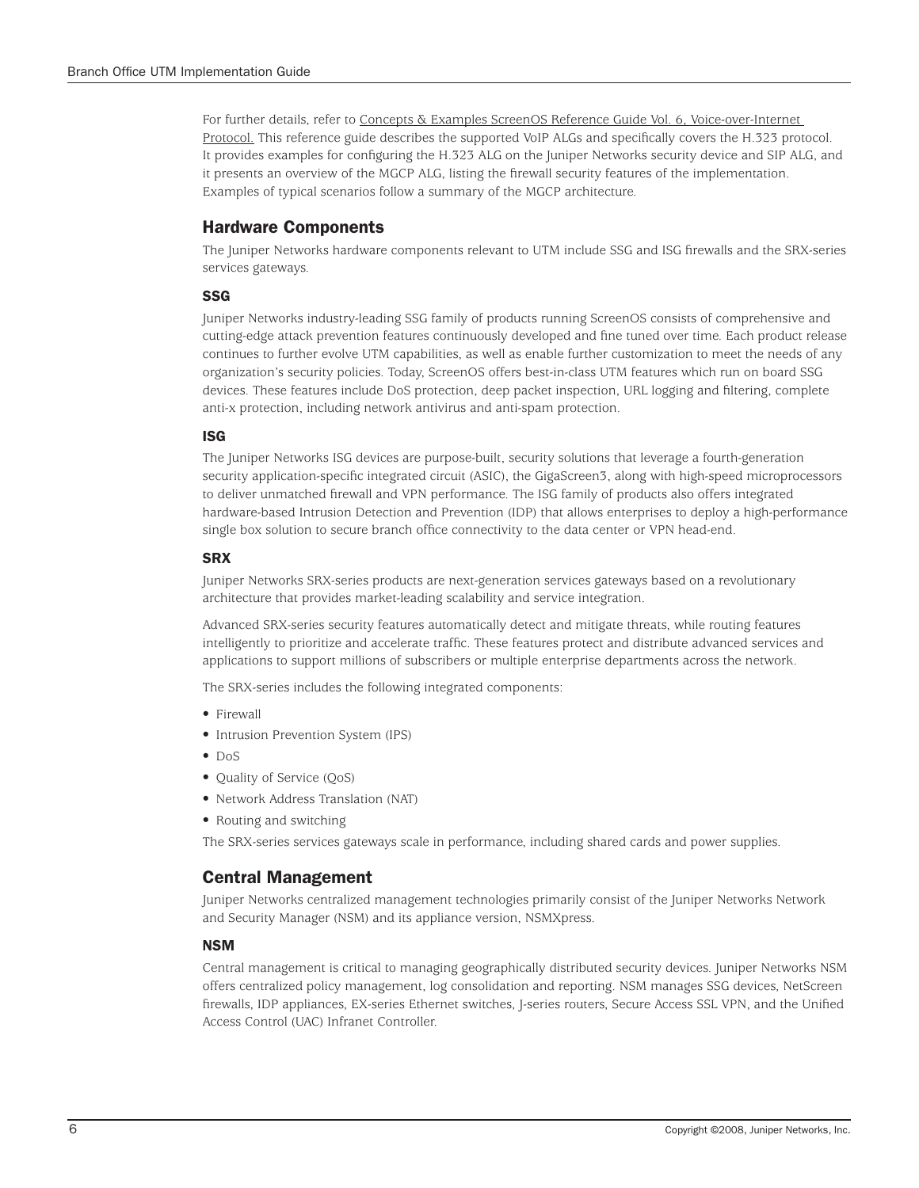For further details, refer to Concepts & Examples ScreenOS Reference Guide Vol. 6, Voice-over-Internet Protocol. This reference guide describes the supported VoIP ALGs and specifically covers the H.323 protocol. It provides examples for configuring the H.323 ALG on the Juniper Networks security device and SIP ALG, and it presents an overview of the MGCP ALG, listing the firewall security features of the implementation. Examples of typical scenarios follow a summary of the MGCP architecture.

## Hardware Components

The Juniper Networks hardware components relevant to UTM include SSG and ISG firewalls and the SRX-series services gateways.

### SSG

Juniper Networks industry-leading SSG family of products running ScreenOS consists of comprehensive and cutting-edge attack prevention features continuously developed and fine tuned over time. Each product release continues to further evolve UTM capabilities, as well as enable further customization to meet the needs of any organization's security policies. Today, ScreenOS offers best-in-class UTM features which run on board SSG devices. These features include DoS protection, deep packet inspection, URL logging and filtering, complete anti-x protection, including network antivirus and anti-spam protection.

### ISG

The Juniper Networks ISG devices are purpose-built, security solutions that leverage a fourth-generation security application-specific integrated circuit (ASIC), the GigaScreen3, along with high-speed microprocessors to deliver unmatched firewall and VPN performance. The ISG family of products also offers integrated hardware-based Intrusion Detection and Prevention (IDP) that allows enterprises to deploy a high-performance single box solution to secure branch office connectivity to the data center or VPN head-end.

### SRX

Juniper Networks SRX-series products are next-generation services gateways based on a revolutionary architecture that provides market-leading scalability and service integration.

Advanced SRX-series security features automatically detect and mitigate threats, while routing features intelligently to prioritize and accelerate traffic. These features protect and distribute advanced services and applications to support millions of subscribers or multiple enterprise departments across the network.

The SRX-series includes the following integrated components:

- Firewall
- Intrusion Prevention System (IPS)
- DoS
- Quality of Service (QoS)
- Network Address Translation (NAT)
- Routing and switching

The SRX-series services gateways scale in performance, including shared cards and power supplies.

## Central Management

Juniper Networks centralized management technologies primarily consist of the Juniper Networks Network and Security Manager (NSM) and its appliance version, NSMXpress.

### NSM

Central management is critical to managing geographically distributed security devices. Juniper Networks NSM offers centralized policy management, log consolidation and reporting. NSM manages SSG devices, NetScreen firewalls, IDP appliances, EX-series Ethernet switches, J-series routers, Secure Access SSL VPN, and the Unified Access Control (UAC) Infranet Controller.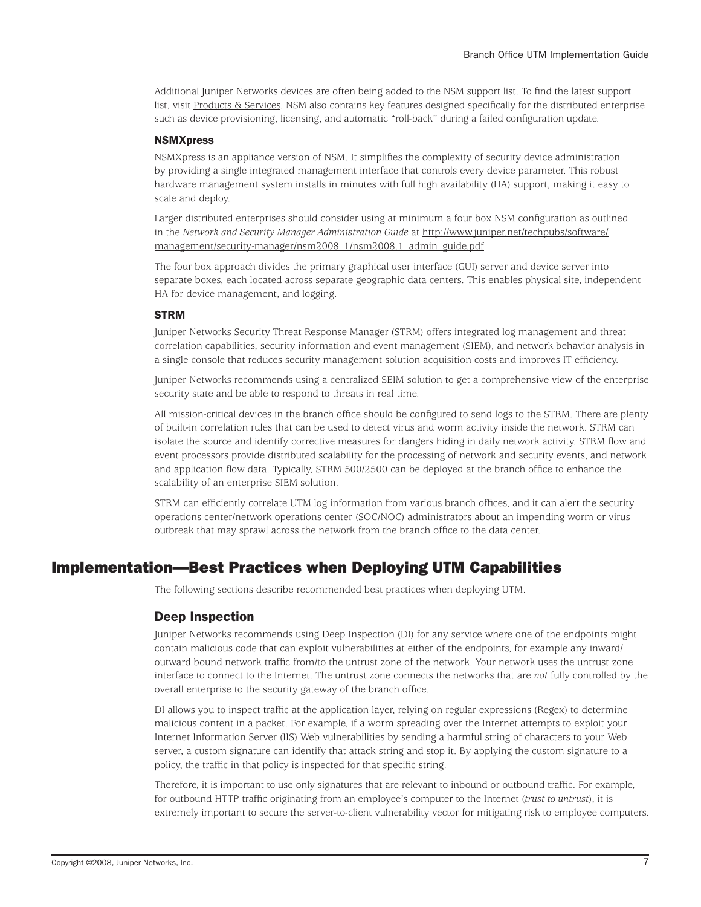Additional Juniper Networks devices are often being added to the NSM support list. To find the latest support list, visit Products & Services. NSM also contains key features designed specifically for the distributed enterprise such as device provisioning, licensing, and automatic "roll-back" during a failed configuration update.

#### NSMXpress

NSMXpress is an appliance version of NSM. It simplifies the complexity of security device administration by providing a single integrated management interface that controls every device parameter. This robust hardware management system installs in minutes with full high availability (HA) support, making it easy to scale and deploy.

Larger distributed enterprises should consider using at minimum a four box NSM configuration as outlined in the *Network and Security Manager Administration Guide* at http://www.juniper.net/techpubs/software/management/security-manager/nsm2008_1/nsm2008.1_admin_guide.pdf

The four box approach divides the primary graphical user interface (GUI) server and device server into separate boxes, each located across separate geographic data centers. This enables physical site, independent HA for device management, and logging.

#### STRM

Juniper Networks Security Threat Response Manager (STRM) offers integrated log management and threat correlation capabilities, security information and event management (SIEM), and network behavior analysis in a single console that reduces security management solution acquisition costs and improves IT efficiency.

Juniper Networks recommends using a centralized SEIM solution to get a comprehensive view of the enterprise security state and be able to respond to threats in real time.

All mission-critical devices in the branch office should be configured to send logs to the STRM. There are plenty of built-in correlation rules that can be used to detect virus and worm activity inside the network. STRM can isolate the source and identify corrective measures for dangers hiding in daily network activity. STRM flow and event processors provide distributed scalability for the processing of network and security events, and network and application flow data. Typically, STRM 500/2500 can be deployed at the branch office to enhance the scalability of an enterprise SIEM solution.

STRM can efficiently correlate UTM log information from various branch offices, and it can alert the security operations center/network operations center (SOC/NOC) administrators about an impending worm or virus outbreak that may sprawl across the network from the branch office to the data center.

## Implementation—Best Practices when Deploying UTM Capabilities

The following sections describe recommended best practices when deploying UTM.

### Deep Inspection

Juniper Networks recommends using Deep Inspection (DI) for any service where one of the endpoints might contain malicious code that can exploit vulnerabilities at either of the endpoints, for example any inward/outward bound network traffic from/to the untrust zone of the network. Your network uses the untrust zone interface to connect to the Internet. The untrust zone connects the networks that are *not* fully controlled by the overall enterprise to the security gateway of the branch office.

DI allows you to inspect traffic at the application layer, relying on regular expressions (Regex) to determine malicious content in a packet. For example, if a worm spreading over the Internet attempts to exploit your Internet Information Server (IIS) Web vulnerabilities by sending a harmful string of characters to your Web server, a custom signature can identify that attack string and stop it. By applying the custom signature to a policy, the traffic in that policy is inspected for that specific string.

Therefore, it is important to use only signatures that are relevant to inbound or outbound traffic. For example, for outbound HTTP traffic originating from an employee's computer to the Internet (*trust to untrust*), it is extremely important to secure the server-to-client vulnerability vector for mitigating risk to employee computers.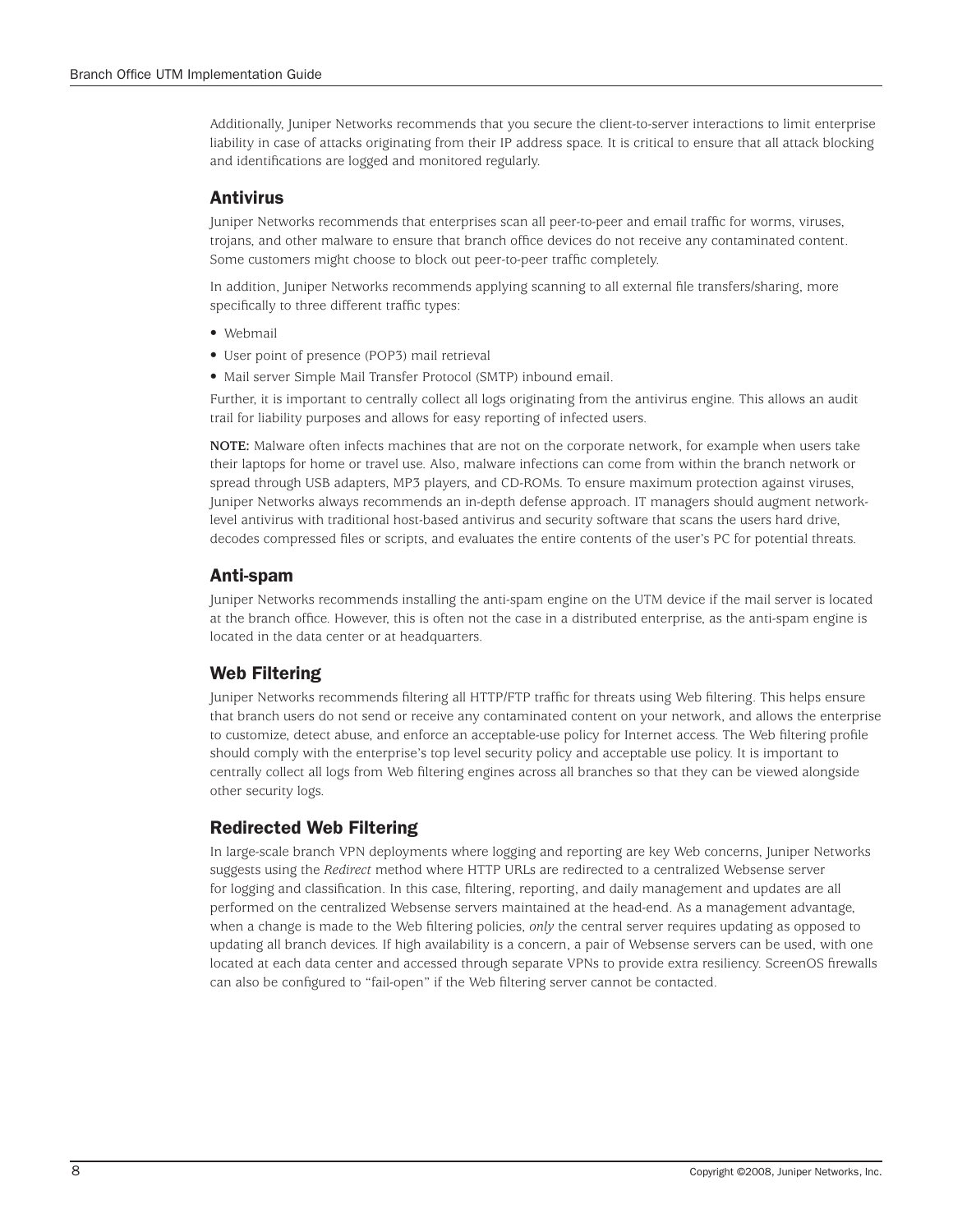Additionally, Juniper Networks recommends that you secure the client-to-server interactions to limit enterprise liability in case of attacks originating from their IP address space. It is critical to ensure that all attack blocking and identifications are logged and monitored regularly.

## Antivirus

Juniper Networks recommends that enterprises scan all peer-to-peer and email traffic for worms, viruses, trojans, and other malware to ensure that branch office devices do not receive any contaminated content. Some customers might choose to block out peer-to-peer traffic completely.

In addition, Juniper Networks recommends applying scanning to all external file transfers/sharing, more specifically to three different traffic types:

- Webmail
- User point of presence (POP3) mail retrieval
- Mail server Simple Mail Transfer Protocol (SMTP) inbound email.

Further, it is important to centrally collect all logs originating from the antivirus engine. This allows an audit trail for liability purposes and allows for easy reporting of infected users.

**NOTE:** Malware often infects machines that are not on the corporate network, for example when users take their laptops for home or travel use. Also, malware infections can come from within the branch network or spread through USB adapters, MP3 players, and CD-ROMs. To ensure maximum protection against viruses, Juniper Networks always recommends an in-depth defense approach. IT managers should augment network-level antivirus with traditional host-based antivirus and security software that scans the users hard drive, decodes compressed files or scripts, and evaluates the entire contents of the user's PC for potential threats.

## Anti-spam

Juniper Networks recommends installing the anti-spam engine on the UTM device if the mail server is located at the branch office. However, this is often not the case in a distributed enterprise, as the anti-spam engine is located in the data center or at headquarters.

## Web Filtering

Juniper Networks recommends filtering all HTTP/FTP traffic for threats using Web filtering. This helps ensure that branch users do not send or receive any contaminated content on your network, and allows the enterprise to customize, detect abuse, and enforce an acceptable-use policy for Internet access. The Web filtering profile should comply with the enterprise's top level security policy and acceptable use policy. It is important to centrally collect all logs from Web filtering engines across all branches so that they can be viewed alongside other security logs.

## Redirected Web Filtering

In large-scale branch VPN deployments where logging and reporting are key Web concerns, Juniper Networks suggests using the *Redirect* method where HTTP URLs are redirected to a centralized Websense server for logging and classification. In this case, filtering, reporting, and daily management and updates are all performed on the centralized Websense servers maintained at the head-end. As a management advantage, when a change is made to the Web filtering policies, *only* the central server requires updating as opposed to updating all branch devices. If high availability is a concern, a pair of Websense servers can be used, with one located at each data center and accessed through separate VPNs to provide extra resiliency. ScreenOS firewalls can also be configured to "fail-open" if the Web filtering server cannot be contacted.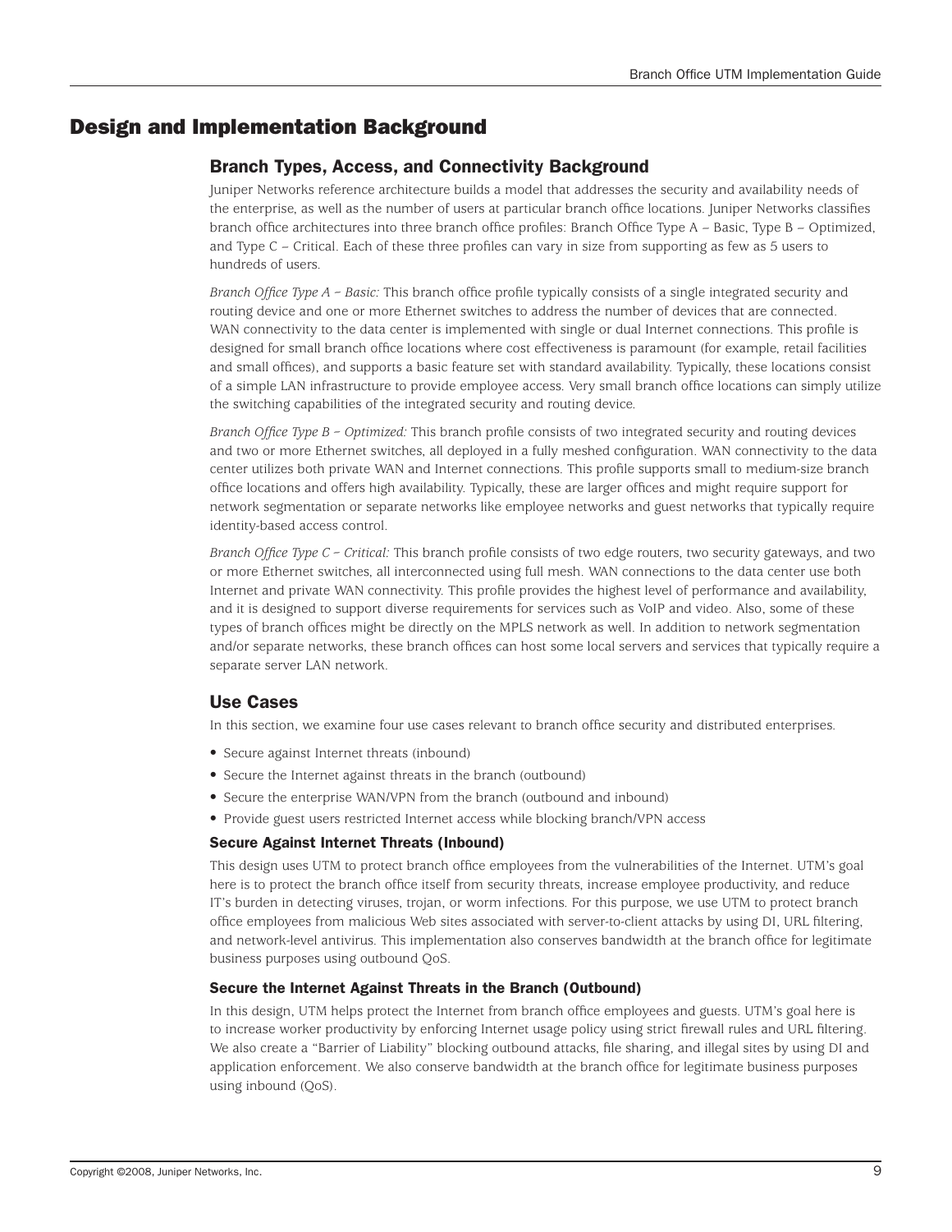# Design and Implementation Background

## Branch Types, Access, and Connectivity Background

Juniper Networks reference architecture builds a model that addresses the security and availability needs of the enterprise, as well as the number of users at particular branch office locations. Juniper Networks classifies branch office architectures into three branch office profiles: Branch Office Type A – Basic, Type B – Optimized, and Type C – Critical. Each of these three profiles can vary in size from supporting as few as 5 users to hundreds of users.

*Branch Office Type A – Basic:* This branch office profile typically consists of a single integrated security and routing device and one or more Ethernet switches to address the number of devices that are connected. WAN connectivity to the data center is implemented with single or dual Internet connections. This profile is designed for small branch office locations where cost effectiveness is paramount (for example, retail facilities and small offices), and supports a basic feature set with standard availability. Typically, these locations consist of a simple LAN infrastructure to provide employee access. Very small branch office locations can simply utilize the switching capabilities of the integrated security and routing device.

*Branch Office Type B – Optimized:* This branch profile consists of two integrated security and routing devices and two or more Ethernet switches, all deployed in a fully meshed configuration. WAN connectivity to the data center utilizes both private WAN and Internet connections. This profile supports small to medium-size branch office locations and offers high availability. Typically, these are larger offices and might require support for network segmentation or separate networks like employee networks and guest networks that typically require identity-based access control.

*Branch Office Type C – Critical:* This branch profile consists of two edge routers, two security gateways, and two or more Ethernet switches, all interconnected using full mesh. WAN connections to the data center use both Internet and private WAN connectivity. This profile provides the highest level of performance and availability, and it is designed to support diverse requirements for services such as VoIP and video. Also, some of these types of branch offices might be directly on the MPLS network as well. In addition to network segmentation and/or separate networks, these branch offices can host some local servers and services that typically require a separate server LAN network.

## Use Cases

In this section, we examine four use cases relevant to branch office security and distributed enterprises.

- Secure against Internet threats (inbound)
- Secure the Internet against threats in the branch (outbound)
- Secure the enterprise WAN/VPN from the branch (outbound and inbound)
- Provide guest users restricted Internet access while blocking branch/VPN access

### Secure Against Internet Threats (Inbound)

This design uses UTM to protect branch office employees from the vulnerabilities of the Internet. UTM's goal here is to protect the branch office itself from security threats, increase employee productivity, and reduce IT's burden in detecting viruses, trojan, or worm infections. For this purpose, we use UTM to protect branch office employees from malicious Web sites associated with server-to-client attacks by using DI, URL filtering, and network-level antivirus. This implementation also conserves bandwidth at the branch office for legitimate business purposes using outbound QoS.

### Secure the Internet Against Threats in the Branch (Outbound)

In this design, UTM helps protect the Internet from branch office employees and guests. UTM's goal here is to increase worker productivity by enforcing Internet usage policy using strict firewall rules and URL filtering. We also create a "Barrier of Liability" blocking outbound attacks, file sharing, and illegal sites by using DI and application enforcement. We also conserve bandwidth at the branch office for legitimate business purposes using inbound (QoS).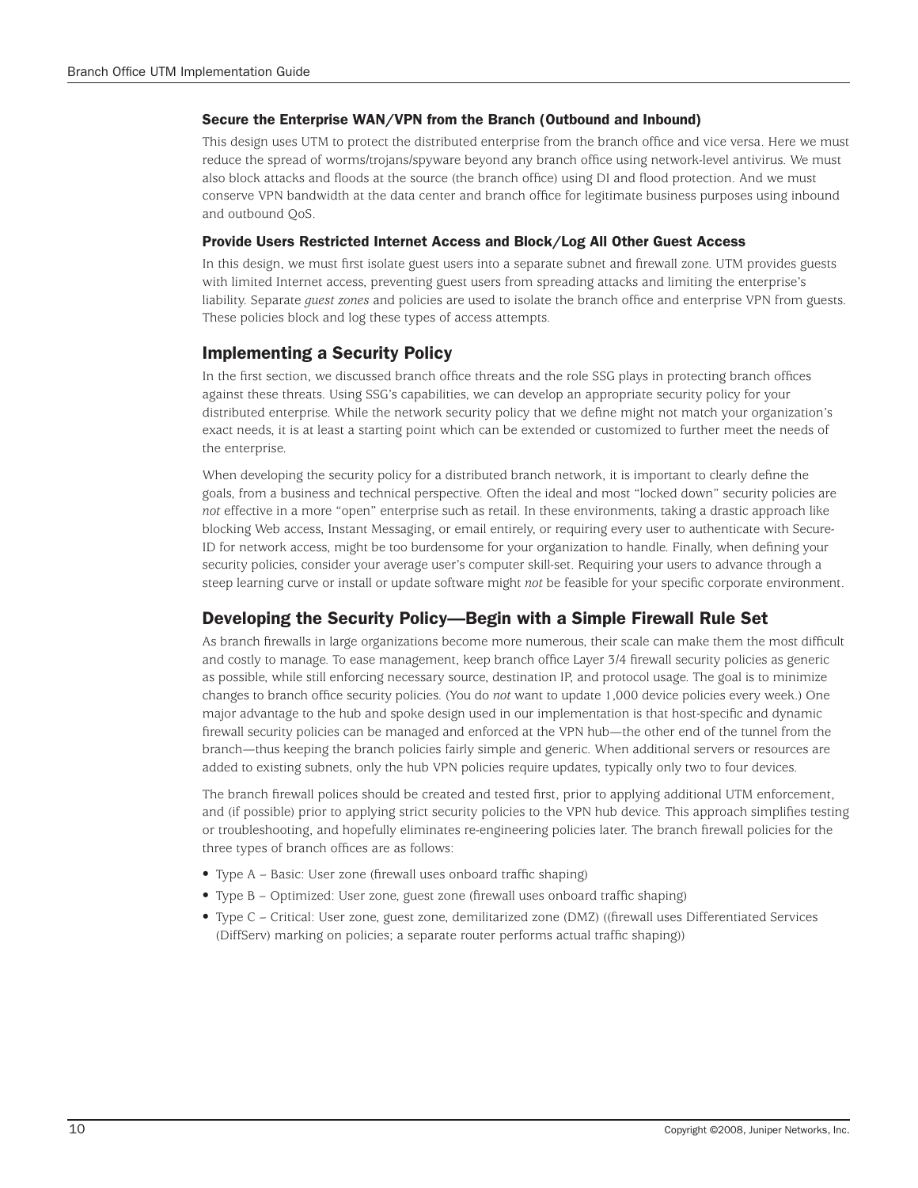### Secure the Enterprise WAN/VPN from the Branch (Outbound and Inbound)

This design uses UTM to protect the distributed enterprise from the branch office and vice versa. Here we must reduce the spread of worms/trojans/spyware beyond any branch office using network-level antivirus. We must also block attacks and floods at the source (the branch office) using DI and flood protection. And we must conserve VPN bandwidth at the data center and branch office for legitimate business purposes using inbound and outbound QoS.

### Provide Users Restricted Internet Access and Block/Log All Other Guest Access

In this design, we must first isolate guest users into a separate subnet and firewall zone. UTM provides guests with limited Internet access, preventing guest users from spreading attacks and limiting the enterprise's liability. Separate *guest zones* and policies are used to isolate the branch office and enterprise VPN from guests. These policies block and log these types of access attempts.

## Implementing a Security Policy

In the first section, we discussed branch office threats and the role SSG plays in protecting branch offices against these threats. Using SSG's capabilities, we can develop an appropriate security policy for your distributed enterprise. While the network security policy that we define might not match your organization's exact needs, it is at least a starting point which can be extended or customized to further meet the needs of the enterprise.

When developing the security policy for a distributed branch network, it is important to clearly define the goals, from a business and technical perspective. Often the ideal and most "locked down" security policies are *not* effective in a more "open" enterprise such as retail. In these environments, taking a drastic approach like blocking Web access, Instant Messaging, or email entirely, or requiring every user to authenticate with Secure-ID for network access, might be too burdensome for your organization to handle. Finally, when defining your security policies, consider your average user's computer skill-set. Requiring your users to advance through a steep learning curve or install or update software might *not* be feasible for your specific corporate environment.

## Developing the Security Policy—Begin with a Simple Firewall Rule Set

As branch firewalls in large organizations become more numerous, their scale can make them the most difficult and costly to manage. To ease management, keep branch office Layer 3/4 firewall security policies as generic as possible, while still enforcing necessary source, destination IP, and protocol usage. The goal is to minimize changes to branch office security policies. (You do *not* want to update 1,000 device policies every week.) One major advantage to the hub and spoke design used in our implementation is that host-specific and dynamic firewall security policies can be managed and enforced at the VPN hub—the other end of the tunnel from the branch—thus keeping the branch policies fairly simple and generic. When additional servers or resources are added to existing subnets, only the hub VPN policies require updates, typically only two to four devices.

The branch firewall polices should be created and tested first, prior to applying additional UTM enforcement, and (if possible) prior to applying strict security policies to the VPN hub device. This approach simplifies testing or troubleshooting, and hopefully eliminates re-engineering policies later. The branch firewall policies for the three types of branch offices are as follows:

- Type A – Basic: User zone (firewall uses onboard traffic shaping)
- Type B – Optimized: User zone, guest zone (firewall uses onboard traffic shaping)
- Type C – Critical: User zone, guest zone, demilitarized zone (DMZ) ((firewall uses Differentiated Services (DiffServ) marking on policies; a separate router performs actual traffic shaping))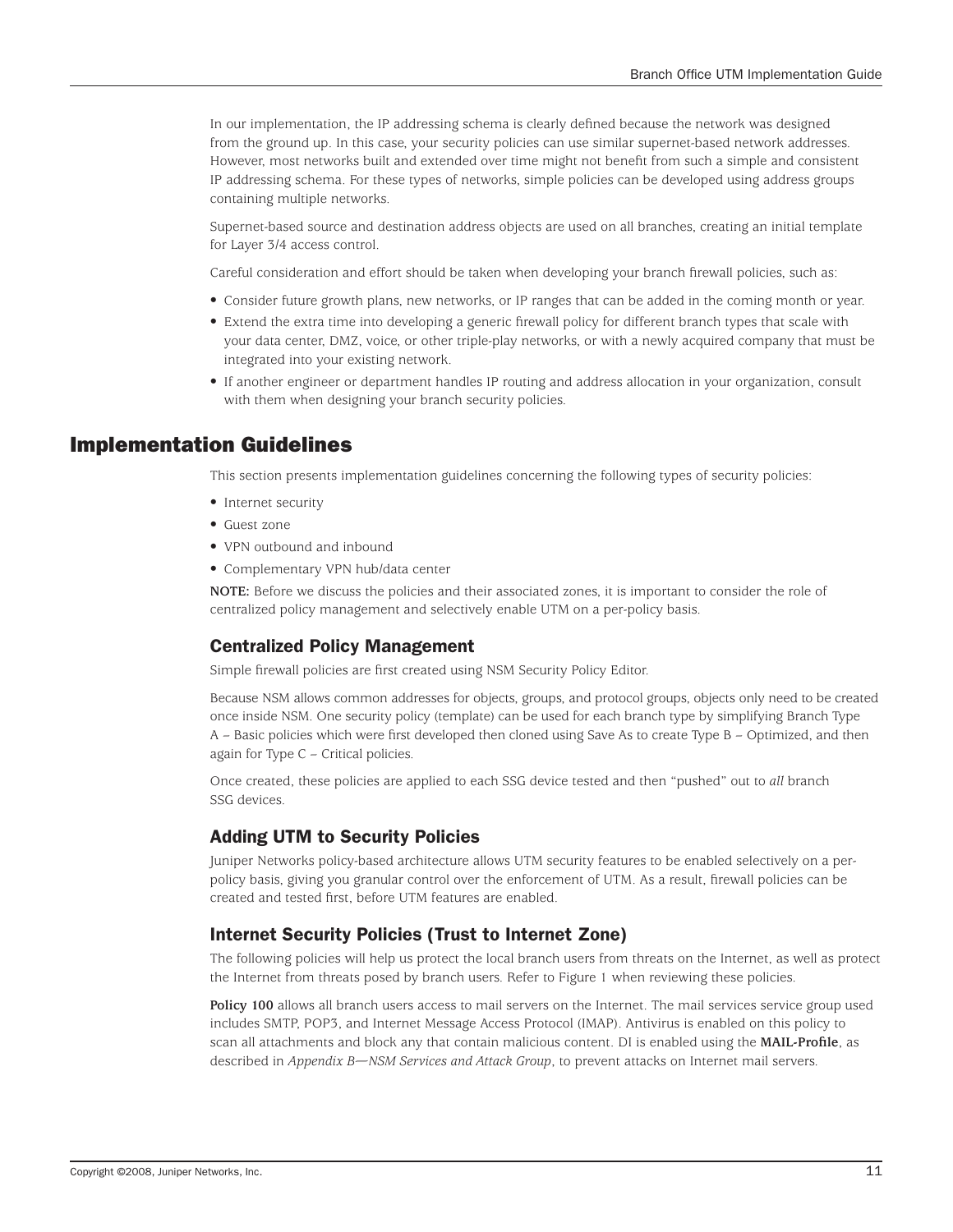In our implementation, the IP addressing schema is clearly defined because the network was designed from the ground up. In this case, your security policies can use similar supernet-based network addresses. However, most networks built and extended over time might not benefit from such a simple and consistent IP addressing schema. For these types of networks, simple policies can be developed using address groups containing multiple networks.

Supernet-based source and destination address objects are used on all branches, creating an initial template for Layer 3/4 access control.

Careful consideration and effort should be taken when developing your branch firewall policies, such as:

- Consider future growth plans, new networks, or IP ranges that can be added in the coming month or year.
- Extend the extra time into developing a generic firewall policy for different branch types that scale with your data center, DMZ, voice, or other triple-play networks, or with a newly acquired company that must be integrated into your existing network.
- If another engineer or department handles IP routing and address allocation in your organization, consult with them when designing your branch security policies.

## Implementation Guidelines

This section presents implementation guidelines concerning the following types of security policies:

- Internet security
- Guest zone
- VPN outbound and inbound
- Complementary VPN hub/data center

**NOTE:** Before we discuss the policies and their associated zones, it is important to consider the role of centralized policy management and selectively enable UTM on a per-policy basis.

### Centralized Policy Management

Simple firewall policies are first created using NSM Security Policy Editor.

Because NSM allows common addresses for objects, groups, and protocol groups, objects only need to be created once inside NSM. One security policy (template) can be used for each branch type by simplifying Branch Type A – Basic policies which were first developed then cloned using Save As to create Type B – Optimized, and then again for Type C – Critical policies.

Once created, these policies are applied to each SSG device tested and then “pushed” out to *all* branch SSG devices.

### Adding UTM to Security Policies

Juniper Networks policy-based architecture allows UTM security features to be enabled selectively on a per-policy basis, giving you granular control over the enforcement of UTM. As a result, firewall policies can be created and tested first, before UTM features are enabled.

### Internet Security Policies (Trust to Internet Zone)

The following policies will help us protect the local branch users from threats on the Internet, as well as protect the Internet from threats posed by branch users. Refer to Figure 1 when reviewing these policies.

**Policy 100** allows all branch users access to mail servers on the Internet. The mail services service group used includes SMTP, POP3, and Internet Message Access Protocol (IMAP). Antivirus is enabled on this policy to scan all attachments and block any that contain malicious content. DI is enabled using the **MAIL-Profile**, as described in *Appendix B—NSM Services and Attack Group*, to prevent attacks on Internet mail servers.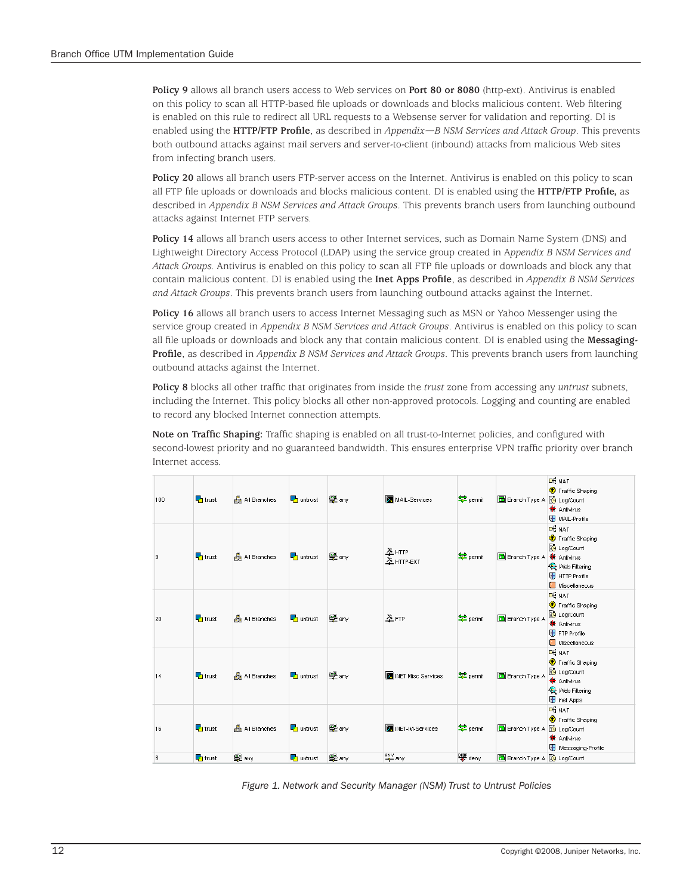**Policy 9** allows all branch users access to Web services on **Port 80 or 8080** (http-ext). Antivirus is enabled on this policy to scan all HTTP-based file uploads or downloads and blocks malicious content. Web filtering is enabled on this rule to redirect all URL requests to a Websense server for validation and reporting. DI is enabled using the **HTTP/FTP Profile**, as described in *Appendix—B NSM Services and Attack Group*. This prevents both outbound attacks against mail servers and server-to-client (inbound) attacks from malicious Web sites from infecting branch users.

**Policy 20** allows all branch users FTP-server access on the Internet. Antivirus is enabled on this policy to scan all FTP file uploads or downloads and blocks malicious content. DI is enabled using the **HTTP/FTP Profile,** as described in *Appendix B NSM Services and Attack Groups*. This prevents branch users from launching outbound attacks against Internet FTP servers.

**Policy 14** allows all branch users access to other Internet services, such as Domain Name System (DNS) and Lightweight Directory Access Protocol (LDAP) using the service group created in A*ppendix B NSM Services and Attack Groups.* Antivirus is enabled on this policy to scan all FTP file uploads or downloads and block any that contain malicious content. DI is enabled using the **Inet Apps Profile**, as described in *Appendix B NSM Services and Attack Groups*. This prevents branch users from launching outbound attacks against the Internet.

**Policy 16** allows all branch users to access Internet Messaging such as MSN or Yahoo Messenger using the service group created in *Appendix B NSM Services and Attack Groups*. Antivirus is enabled on this policy to scan all file uploads or downloads and block any that contain malicious content. DI is enabled using the **Messaging-Profile**, as described in *Appendix B NSM Services and Attack Groups*. This prevents branch users from launching outbound attacks against the Internet.

**Policy 8** blocks all other traffic that originates from inside the *trust* zone from accessing any *untrust* subnets, including the Internet. This policy blocks all other non-approved protocols. Logging and counting are enabled to record any blocked Internet connection attempts.

**Note on Traffic Shaping:** Traffic shaping is enabled on all trust-to-Internet policies, and configured with second-lowest priority and no guaranteed bandwidth. This ensures enterprise VPN traffic priority over branch Internet access.

| | | | | | | | | |
|---|---|---|---|---|---|---|---|---|
| 100 | trust | All Branches | untrust | any | MAIL-Services | permit | Branch Type A | NAT, Traffic Shaping, Log/Count, Antivirus, MAIL-Profile |
| 9 | trust | All Branches | untrust | any | HTTP, HTTP-EXT | permit | Branch Type A | NAT, Traffic Shaping, Log/Count, Antivirus, Web Filtering, HTTP Profile, Miscellaneous |
| 20 | trust | All Branches | untrust | any | FTP | permit | Branch Type A | NAT, Traffic Shaping, Log/Count, Antivirus, FTP Profile, Miscellaneous |
| 14 | trust | All Branches | untrust | any | INET Misc Services | permit | Branch Type A | NAT, Traffic Shaping, Log/Count, Antivirus, Web Filtering, Inet Apps |
| 16 | trust | All Branches | untrust | any | INET-IM-Services | permit | Branch Type A | NAT, Traffic Shaping, Log/Count, Antivirus, Messaging-Profile |
| 8 | trust | any | untrust | any | any | deny | Branch Type A | Log/Count |

*Figure 1. Network and Security Manager (NSM) Trust to Untrust Policies*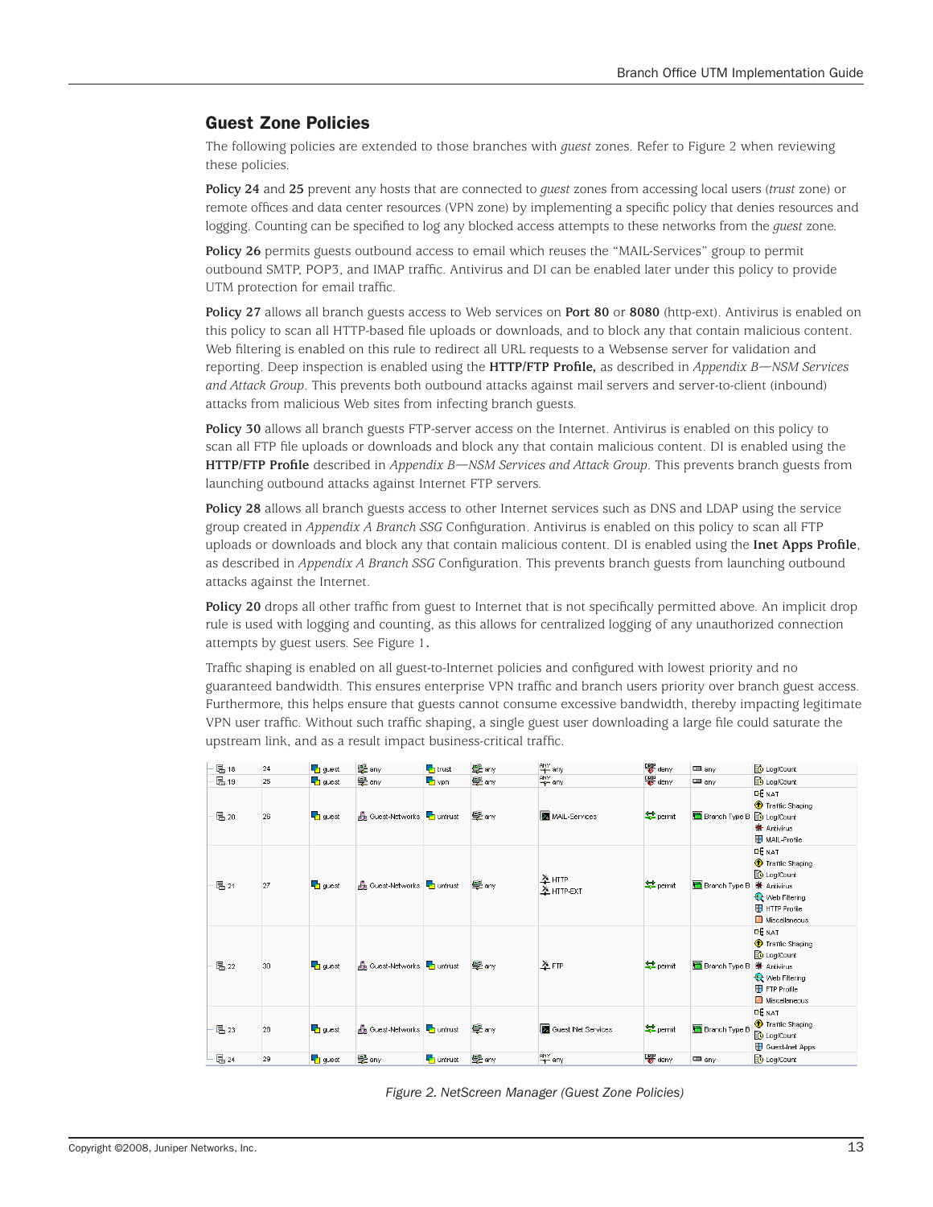## Guest Zone Policies

The following policies are extended to those branches with *guest* zones. Refer to Figure 2 when reviewing these policies.

**Policy 24** and **25** prevent any hosts that are connected to *guest* zones from accessing local users (*trust* zone) or remote offices and data center resources (VPN zone) by implementing a specific policy that denies resources and logging. Counting can be specified to log any blocked access attempts to these networks from the *guest* zone.

**Policy 26** permits guests outbound access to email which reuses the "MAIL-Services" group to permit outbound SMTP, POP3, and IMAP traffic. Antivirus and DI can be enabled later under this policy to provide UTM protection for email traffic.

**Policy 27** allows all branch guests access to Web services on **Port 80** or **8080** (http-ext). Antivirus is enabled on this policy to scan all HTTP-based file uploads or downloads, and to block any that contain malicious content. Web filtering is enabled on this rule to redirect all URL requests to a Websense server for validation and reporting. Deep inspection is enabled using the **HTTP/FTP Profile,** as described in *Appendix B—NSM Services and Attack Group*. This prevents both outbound attacks against mail servers and server-to-client (inbound) attacks from malicious Web sites from infecting branch guests.

**Policy 30** allows all branch guests FTP-server access on the Internet. Antivirus is enabled on this policy to scan all FTP file uploads or downloads and block any that contain malicious content. DI is enabled using the **HTTP/FTP Profile** described in *Appendix B—NSM Services and Attack Group*. This prevents branch guests from launching outbound attacks against Internet FTP servers.

**Policy 28** allows all branch guests access to other Internet services such as DNS and LDAP using the service group created in *Appendix A Branch SSG* Configuration. Antivirus is enabled on this policy to scan all FTP uploads or downloads and block any that contain malicious content. DI is enabled using the **Inet Apps Profile**, as described in *Appendix A Branch SSG* Configuration. This prevents branch guests from launching outbound attacks against the Internet.

**Policy 20** drops all other traffic from guest to Internet that is not specifically permitted above. An implicit drop rule is used with logging and counting, as this allows for centralized logging of any unauthorized connection attempts by guest users. See Figure 1**.**

Traffic shaping is enabled on all guest-to-Internet policies and configured with lowest priority and no guaranteed bandwidth. This ensures enterprise VPN traffic and branch users priority over branch guest access. Furthermore, this helps ensure that guests cannot consume excessive bandwidth, thereby impacting legitimate VPN user traffic. Without such traffic shaping, a single guest user downloading a large file could saturate the upstream link, and as a result impact business-critical traffic.

| | | | | | | | | | |
|---|---|---|---|---|---|---|---|---|---|
| 18 | 24 | guest | any | trust | any | any | deny | any | Log/Count |
| 19 | 25 | guest | any | vpn | any | any | deny | any | Log/Count |
| 20 | 26 | guest | Guest-Networks | untrust | any | MAIL-Services | permit | Branch Type B | NAT, Traffic Shaping, Log/Count, Antivirus, MAIL-Profile |
| 21 | 27 | guest | Guest-Networks | untrust | any | HTTP, HTTP-EXT | permit | Branch Type B | NAT, Traffic Shaping, Log/Count, Antivirus, Web Filtering, HTTP Profile, Miscellaneous |
| 22 | 30 | guest | Guest-Networks | untrust | any | FTP | permit | Branch Type B | NAT, Traffic Shaping, Log/Count, Antivirus, Web Filtering, FTP Profile, Miscellaneous |
| 23 | 28 | guest | Guest-Networks | untrust | any | Guest Inet Services | permit | Branch Type B | NAT, Traffic Shaping, Log/Count, Guest-Inet Apps |
| 24 | 29 | guest | any | untrust | any | any | deny | any | Log/Count |

*Figure 2. NetScreen Manager (Guest Zone Policies)*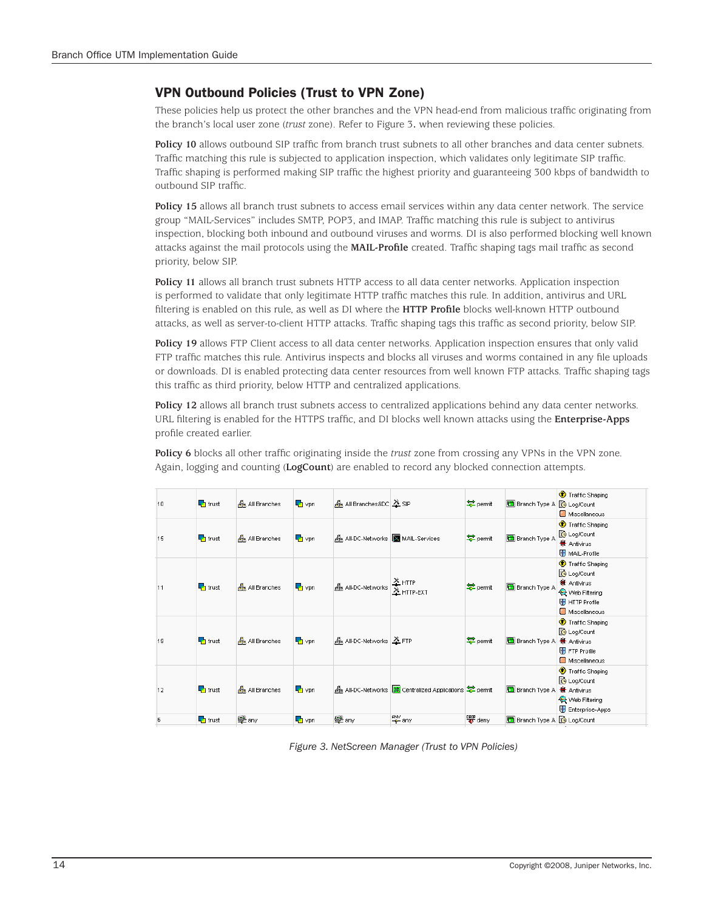## VPN Outbound Policies (Trust to VPN Zone)

These policies help us protect the other branches and the VPN head-end from malicious traffic originating from the branch's local user zone (*trust* zone). Refer to Figure 3. when reviewing these policies.

**Policy 10** allows outbound SIP traffic from branch trust subnets to all other branches and data center subnets. Traffic matching this rule is subjected to application inspection, which validates only legitimate SIP traffic. Traffic shaping is performed making SIP traffic the highest priority and guaranteeing 300 kbps of bandwidth to outbound SIP traffic.

**Policy 15** allows all branch trust subnets to access email services within any data center network. The service group "MAIL-Services" includes SMTP, POP3, and IMAP. Traffic matching this rule is subject to antivirus inspection, blocking both inbound and outbound viruses and worms. DI is also performed blocking well known attacks against the mail protocols using the **MAIL-Profile** created. Traffic shaping tags mail traffic as second priority, below SIP.

**Policy 11** allows all branch trust subnets HTTP access to all data center networks. Application inspection is performed to validate that only legitimate HTTP traffic matches this rule. In addition, antivirus and URL filtering is enabled on this rule, as well as DI where the **HTTP Profile** blocks well-known HTTP outbound attacks, as well as server-to-client HTTP attacks. Traffic shaping tags this traffic as second priority, below SIP.

**Policy 19** allows FTP Client access to all data center networks. Application inspection ensures that only valid FTP traffic matches this rule. Antivirus inspects and blocks all viruses and worms contained in any file uploads or downloads. DI is enabled protecting data center resources from well known FTP attacks. Traffic shaping tags this traffic as third priority, below HTTP and centralized applications.

**Policy 12** allows all branch trust subnets access to centralized applications behind any data center networks. URL filtering is enabled for the HTTPS traffic, and DI blocks well known attacks using the **Enterprise-Apps** profile created earlier.

**Policy 6** blocks all other traffic originating inside the *trust* zone from crossing any VPNs in the VPN zone. Again, logging and counting (**LogCount**) are enabled to record any blocked connection attempts.

| | | | | | | | | |
|---|---|---|---|---|---|---|---|---|
| 10 | trust | All Branches | vpn | All Branches&DC | SIP | permit | Branch Type A | Traffic Shaping, Log/Count, Miscellaneous |
| 15 | trust | All Branches | vpn | All-DC-Networks | MAIL-Services | permit | Branch Type A | Traffic Shaping, Log/Count, Antivirus, MAIL-Profile |
| 11 | trust | All Branches | vpn | All-DC-Networks | HTTP, HTTP-EXT | permit | Branch Type A | Traffic Shaping, Log/Count, Antivirus, Web Filtering, HTTP Profile, Miscellaneous |
| 19 | trust | All Branches | vpn | All-DC-Networks | FTP | permit | Branch Type A | Traffic Shaping, Log/Count, Antivirus, FTP Profile, Miscellaneous |
| 12 | trust | All Branches | vpn | All-DC-Networks | Centralized Applications | permit | Branch Type A | Traffic Shaping, Log/Count, Antivirus, Web Filtering, Enterprise-Apps |
| 6 | trust | any | vpn | any | any | deny | Branch Type A | Log/Count |

*Figure 3. NetScreen Manager (Trust to VPN Policies)*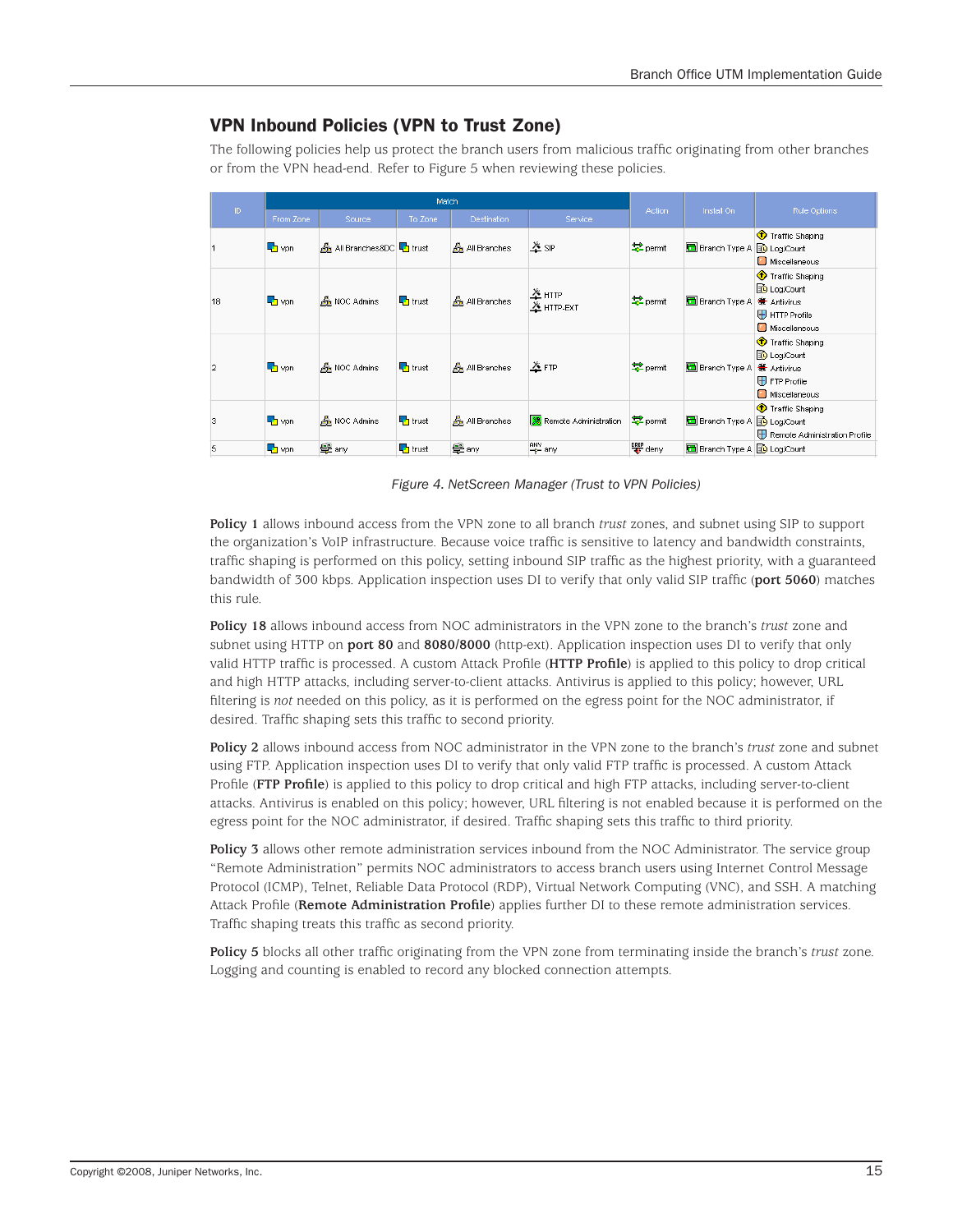## VPN Inbound Policies (VPN to Trust Zone)

The following policies help us protect the branch users from malicious traffic originating from other branches or from the VPN head-end. Refer to Figure 5 when reviewing these policies.

| ID | Match | | | | | Action | Install On | Rule Options |
|---|---|---|---|---|---|---|---|---|
| | From Zone | Source | To Zone | Destination | Service | | | |
| 1 | vpn | All Branches&DC | trust | All Branches | SIP | permit | Branch Type A | Traffic Shaping<br>Log/Count<br>Miscellaneous |
| 18 | vpn | NOC Admins | trust | All Branches | HTTP<br>HTTP-EXT | permit | Branch Type A | Traffic Shaping<br>Log/Count<br>Antivirus<br>HTTP Profile<br>Miscellaneous |
| 2 | vpn | NOC Admins | trust | All Branches | FTP | permit | Branch Type A | Traffic Shaping<br>Log/Count<br>Antivirus<br>FTP Profile<br>Miscellaneous |
| 3 | vpn | NOC Admins | trust | All Branches | Remote Administration | permit | Branch Type A | Traffic Shaping<br>Log/Count<br>Remote Administration Profile |
| 5 | vpn | any | trust | any | any | deny | Branch Type A | Log/Count |

*Figure 4. NetScreen Manager (Trust to VPN Policies)*

**Policy 1** allows inbound access from the VPN zone to all branch *trust* zones, and subnet using SIP to support the organization's VoIP infrastructure. Because voice traffic is sensitive to latency and bandwidth constraints, traffic shaping is performed on this policy, setting inbound SIP traffic as the highest priority, with a guaranteed bandwidth of 300 kbps. Application inspection uses DI to verify that only valid SIP traffic (**port 5060**) matches this rule.

**Policy 18** allows inbound access from NOC administrators in the VPN zone to the branch's *trust* zone and subnet using HTTP on **port 80** and **8080/8000** (http-ext). Application inspection uses DI to verify that only valid HTTP traffic is processed. A custom Attack Profile (**HTTP Profile**) is applied to this policy to drop critical and high HTTP attacks, including server-to-client attacks. Antivirus is applied to this policy; however, URL filtering is *not* needed on this policy, as it is performed on the egress point for the NOC administrator, if desired. Traffic shaping sets this traffic to second priority.

**Policy 2** allows inbound access from NOC administrator in the VPN zone to the branch's *trust* zone and subnet using FTP. Application inspection uses DI to verify that only valid FTP traffic is processed. A custom Attack Profile (**FTP Profile**) is applied to this policy to drop critical and high FTP attacks, including server-to-client attacks. Antivirus is enabled on this policy; however, URL filtering is not enabled because it is performed on the egress point for the NOC administrator, if desired. Traffic shaping sets this traffic to third priority.

**Policy 3** allows other remote administration services inbound from the NOC Administrator. The service group "Remote Administration" permits NOC administrators to access branch users using Internet Control Message Protocol (ICMP), Telnet, Reliable Data Protocol (RDP), Virtual Network Computing (VNC), and SSH. A matching Attack Profile (**Remote Administration Profile**) applies further DI to these remote administration services. Traffic shaping treats this traffic as second priority.

**Policy 5** blocks all other traffic originating from the VPN zone from terminating inside the branch's *trust* zone. Logging and counting is enabled to record any blocked connection attempts.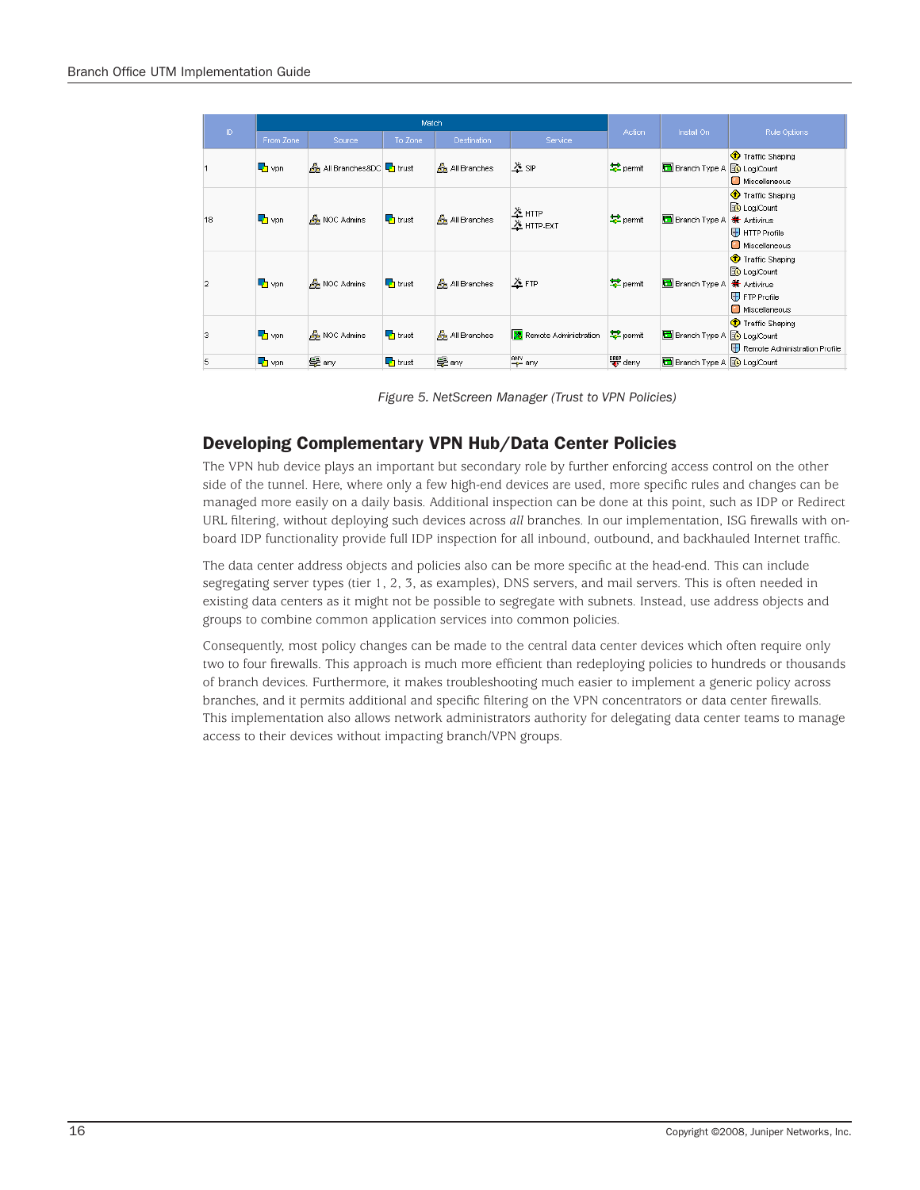| ID | Match | | | | | Action | Install On | Rule Options |
|---|---|---|---|---|---|---|---|---|
| | From Zone | Source | To Zone | Destination | Service | | | |
| 1 | vpn | All Branches&DC | trust | All Branches | SIP | permit | Branch Type A | Traffic Shaping<br>Log/Count<br>Miscellaneous |
| 18 | vpn | NOC Admins | trust | All Branches | HTTP<br>HTTP-EXT | permit | Branch Type A | Traffic Shaping<br>Log/Count<br>Antivirus<br>HTTP Profile<br>Miscellaneous |
| 2 | vpn | NOC Admins | trust | All Branches | FTP | permit | Branch Type A | Traffic Shaping<br>Log/Count<br>Antivirus<br>FTP Profile<br>Miscellaneous |
| 3 | vpn | NOC Admins | trust | All Branches | Remote Administration | permit | Branch Type A | Traffic Shaping<br>Log/Count<br>Remote Administration Profile |
| 5 | vpn | any | trust | any | any | deny | Branch Type A | Log/Count |

*Figure 5. NetScreen Manager (Trust to VPN Policies)*

## Developing Complementary VPN Hub/Data Center Policies

The VPN hub device plays an important but secondary role by further enforcing access control on the other side of the tunnel. Here, where only a few high-end devices are used, more specific rules and changes can be managed more easily on a daily basis. Additional inspection can be done at this point, such as IDP or Redirect URL filtering, without deploying such devices across *all* branches. In our implementation, ISG firewalls with on-board IDP functionality provide full IDP inspection for all inbound, outbound, and backhauled Internet traffic.

The data center address objects and policies also can be more specific at the head-end. This can include segregating server types (tier 1, 2, 3, as examples), DNS servers, and mail servers. This is often needed in existing data centers as it might not be possible to segregate with subnets. Instead, use address objects and groups to combine common application services into common policies.

Consequently, most policy changes can be made to the central data center devices which often require only two to four firewalls. This approach is much more efficient than redeploying policies to hundreds or thousands of branch devices. Furthermore, it makes troubleshooting much easier to implement a generic policy across branches, and it permits additional and specific filtering on the VPN concentrators or data center firewalls. This implementation also allows network administrators authority for delegating data center teams to manage access to their devices without impacting branch/VPN groups.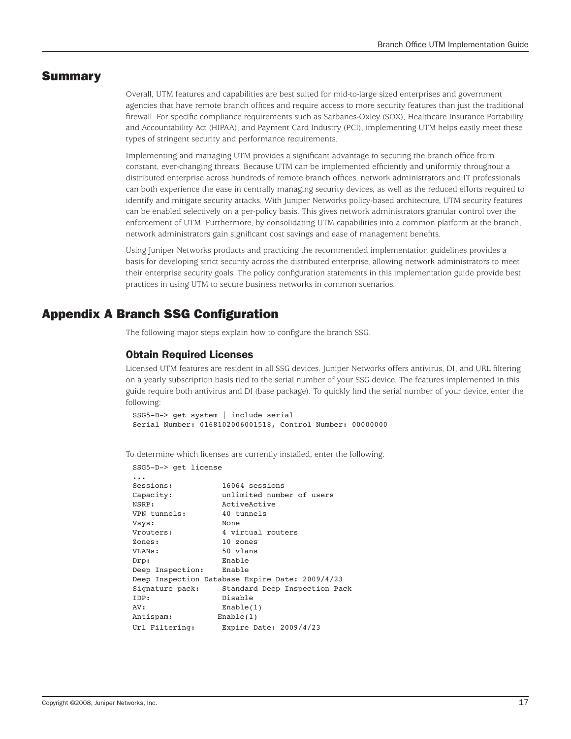## Summary

Overall, UTM features and capabilities are best suited for mid-to-large sized enterprises and government agencies that have remote branch offices and require access to more security features than just the traditional firewall. For specific compliance requirements such as Sarbanes-Oxley (SOX), Healthcare Insurance Portability and Accountability Act (HIPAA), and Payment Card Industry (PCI), implementing UTM helps easily meet these types of stringent security and performance requirements.

Implementing and managing UTM provides a significant advantage to securing the branch office from constant, ever-changing threats. Because UTM can be implemented efficiently and uniformly throughout a distributed enterprise across hundreds of remote branch offices, network administrators and IT professionals can both experience the ease in centrally managing security devices, as well as the reduced efforts required to identify and mitigate security attacks. With Juniper Networks policy-based architecture, UTM security features can be enabled selectively on a per-policy basis. This gives network administrators granular control over the enforcement of UTM. Furthermore, by consolidating UTM capabilities into a common platform at the branch, network administrators gain significant cost savings and ease of management benefits.

Using Juniper Networks products and practicing the recommended implementation guidelines provides a basis for developing strict security across the distributed enterprise, allowing network administrators to meet their enterprise security goals. The policy configuration statements in this implementation guide provide best practices in using UTM to secure business networks in common scenarios.

## Appendix A Branch SSG Configuration

The following major steps explain how to configure the branch SSG.

### Obtain Required Licenses

Licensed UTM features are resident in all SSG devices. Juniper Networks offers antivirus, DI, and URL filtering on a yearly subscription basis tied to the serial number of your SSG device. The features implemented in this guide require both antivirus and DI (base package). To quickly find the serial number of your device, enter the following:

```
SSG5-D-> get system | include serial
Serial Number: 0168102006001518, Control Number: 00000000
```

To determine which licenses are currently installed, enter the following:

```
SSG5-D-> get license
...
Sessions:           16064 sessions
Capacity:           unlimited number of users
NSRP:               ActiveActive
VPN tunnels:        40 tunnels
Vsys:               None
Vrouters:           4 virtual routers
Zones:              10 zones
VLANs:              50 vlans
Drp:                Enable
Deep Inspection:    Enable
Deep Inspection Database Expire Date: 2009/4/23
Signature pack:     Standard Deep Inspection Pack
IDP:                Disable
AV:                 Enable(1)
Antispam:          Enable(1)
Url Filtering:      Expire Date: 2009/4/23
```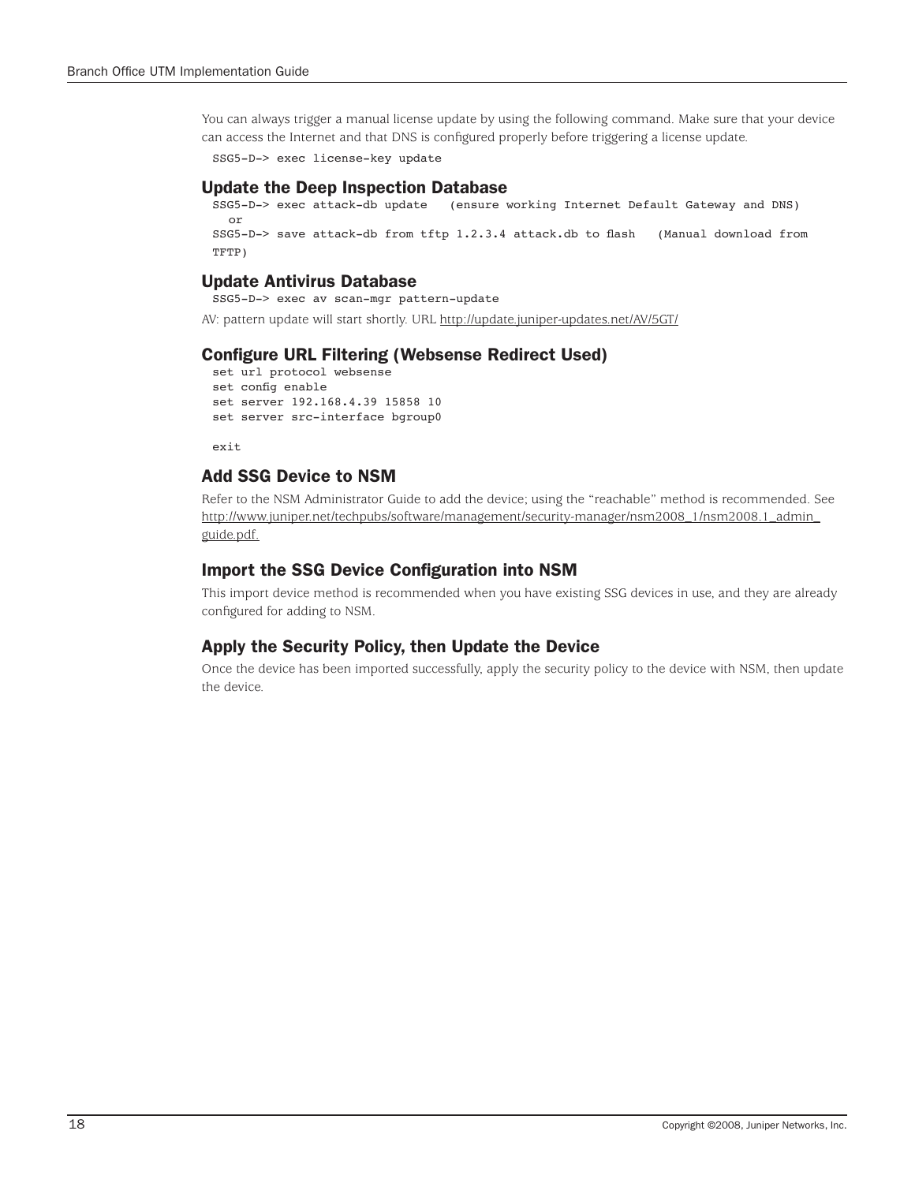You can always trigger a manual license update by using the following command. Make sure that your device can access the Internet and that DNS is configured properly before triggering a license update.

```
SSG5-D-> exec license-key update
```

### Update the Deep Inspection Database

```
SSG5-D-> exec attack-db update   (ensure working Internet Default Gateway and DNS)
  or
SSG5-D-> save attack-db from tftp 1.2.3.4 attack.db to flash   (Manual download from
TFTP)
```

### Update Antivirus Database

```
SSG5-D-> exec av scan-mgr pattern-update
```

AV: pattern update will start shortly. URL http://update.juniper-updates.net/AV/5GT/

### Configure URL Filtering (Websense Redirect Used)

```
set url protocol websense
set config enable
set server 192.168.4.39 15858 10
set server src-interface bgroup0

exit
```

### Add SSG Device to NSM

Refer to the NSM Administrator Guide to add the device; using the “reachable” method is recommended. See http://www.juniper.net/techpubs/software/management/security-manager/nsm2008_1/nsm2008.1_admin_guide.pdf.

### Import the SSG Device Configuration into NSM

This import device method is recommended when you have existing SSG devices in use, and they are already configured for adding to NSM.

### Apply the Security Policy, then Update the Device

Once the device has been imported successfully, apply the security policy to the device with NSM, then update the device.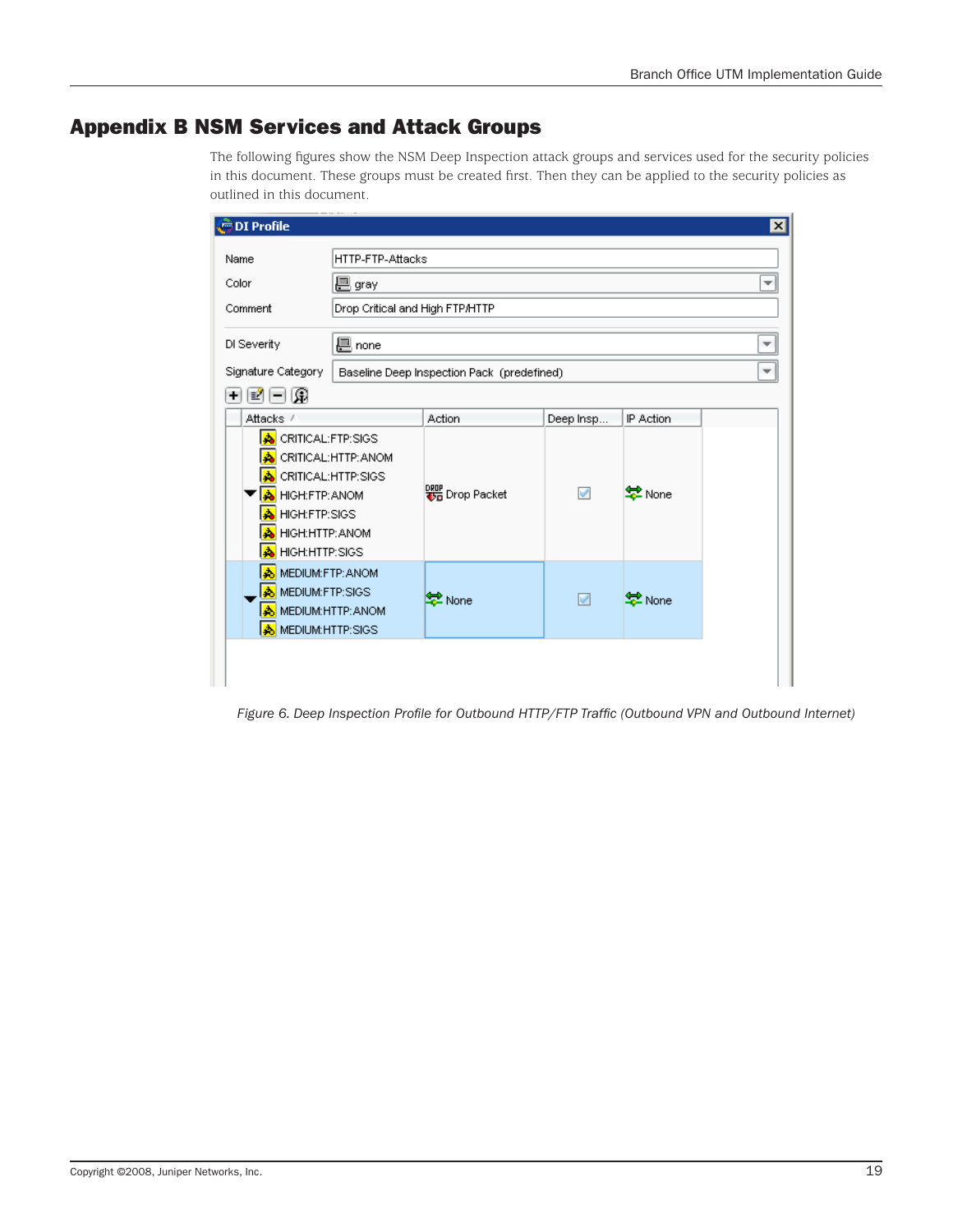# Appendix B NSM Services and Attack Groups

The following figures show the NSM Deep Inspection attack groups and services used for the security policies in this document. These groups must be created first. Then they can be applied to the security policies as outlined in this document.

*Figure 6. Deep Inspection Profile for Outbound HTTP/FTP Traffic (Outbound VPN and Outbound Internet)*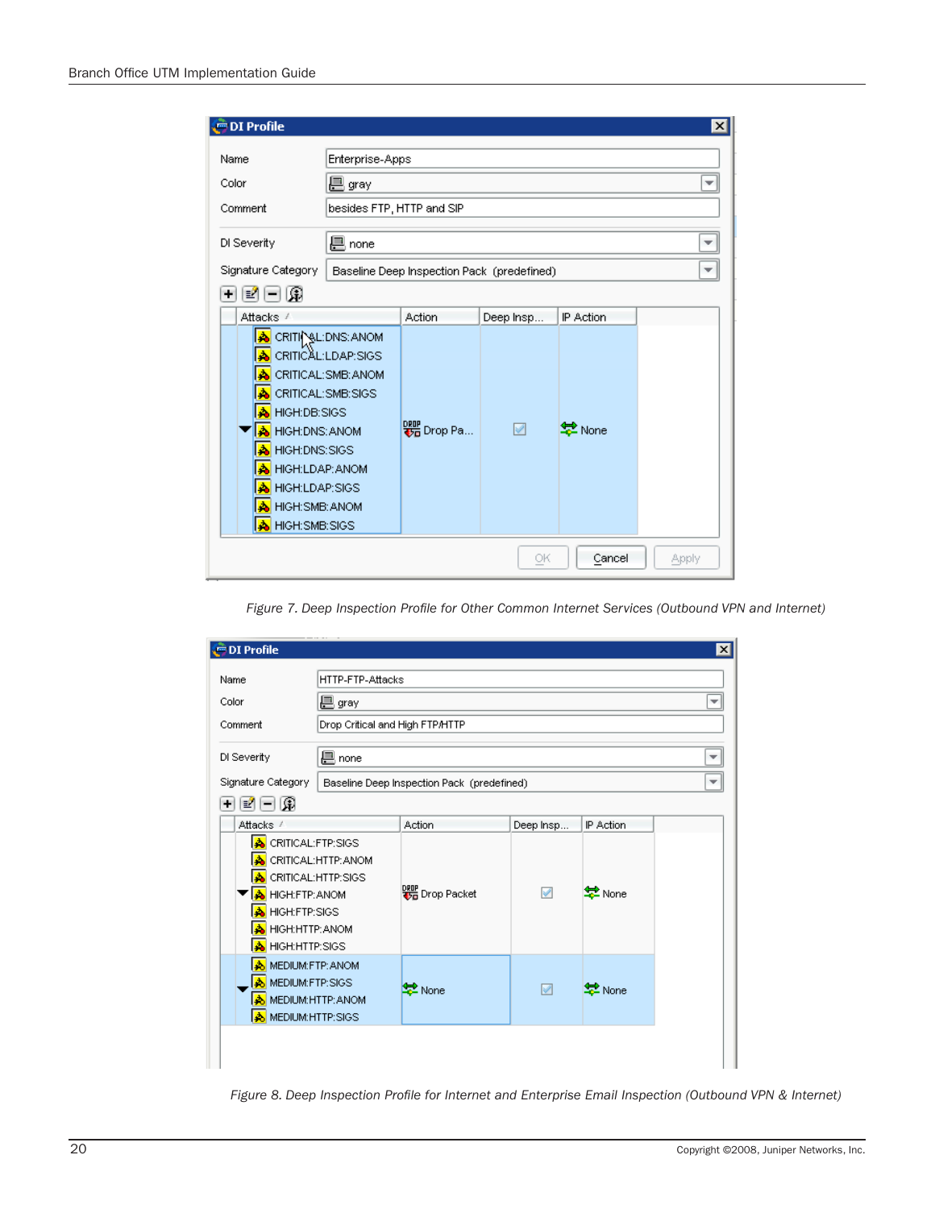Figure 7. Deep Inspection Profile for Other Common Internet Services (Outbound VPN and Internet)

Figure 8. Deep Inspection Profile for Internet and Enterprise Email Inspection (Outbound VPN & Internet)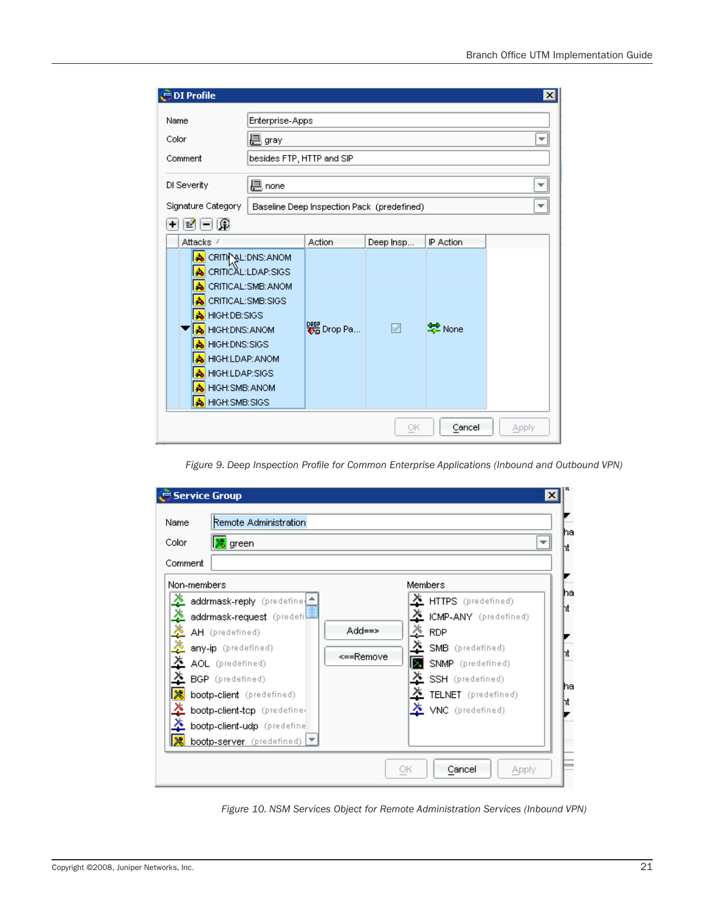Figure 9. Deep Inspection Profile for Common Enterprise Applications (Inbound and Outbound VPN)

Figure 10. NSM Services Object for Remote Administration Services (Inbound VPN)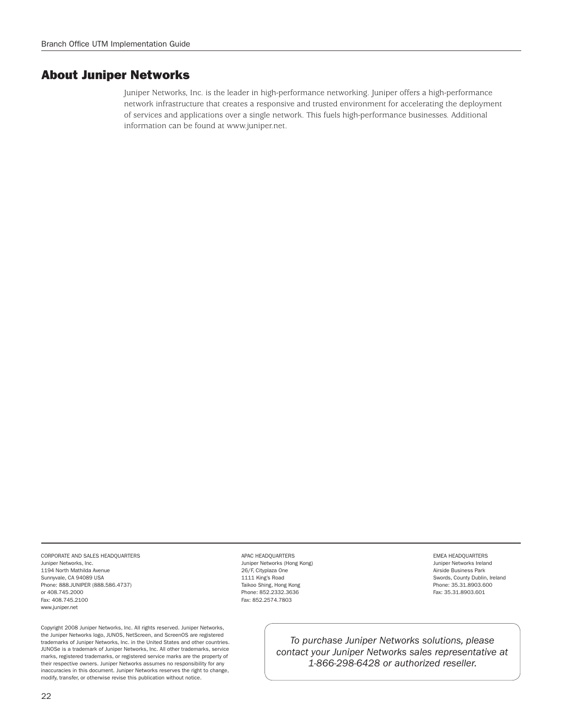## About Juniper Networks

Juniper Networks, Inc. is the leader in high-performance networking. Juniper offers a high-performance network infrastructure that creates a responsive and trusted environment for accelerating the deployment of services and applications over a single network. This fuels high-performance businesses. Additional information can be found at www.juniper.net.

CORPORATE AND SALES HEADQUARTERS
Juniper Networks, Inc.
1194 North Mathilda Avenue
Sunnyvale, CA 94089 USA
Phone: 888.JUNIPER (888.586.4737)
or 408.745.2000
Fax: 408.745.2100
www.juniper.net

APAC HEADQUARTERS
Juniper Networks (Hong Kong)
26/F, Cityplaza One
1111 King's Road
Taikoo Shing, Hong Kong
Phone: 852.2332.3636
Fax: 852.2574.7803

EMEA HEADQUARTERS
Juniper Networks Ireland
Airside Business Park
Swords, County Dublin, Ireland
Phone: 35.31.8903.600
Fax: 35.31.8903.601

Copyright 2008 Juniper Networks, Inc. All rights reserved. Juniper Networks, the Juniper Networks logo, JUNOS, NetScreen, and ScreenOS are registered trademarks of Juniper Networks, Inc. in the United States and other countries. JUNOSe is a trademark of Juniper Networks, Inc. All other trademarks, service marks, registered trademarks, or registered service marks are the property of their respective owners. Juniper Networks assumes no responsibility for any inaccuracies in this document. Juniper Networks reserves the right to change, modify, transfer, or otherwise revise this publication without notice.

*To purchase Juniper Networks solutions, please contact your Juniper Networks sales representative at 1-866-298-6428 or authorized reseller.*